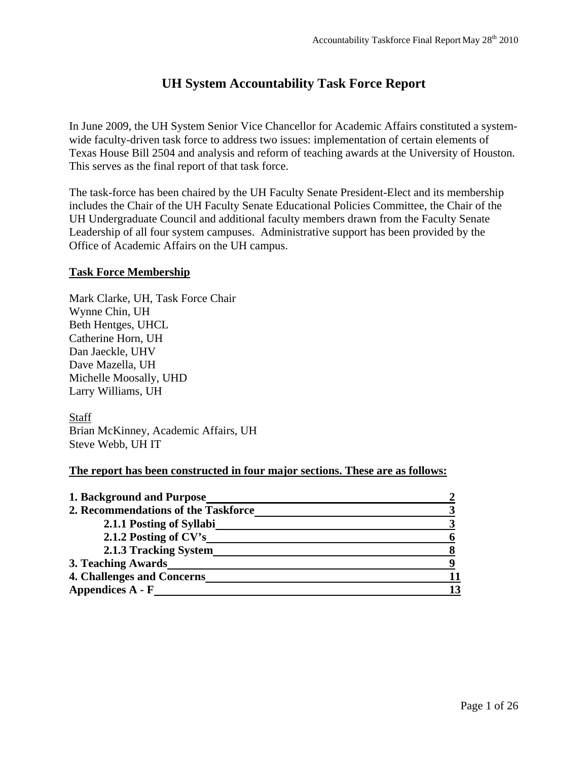# UH System Accountability Task Force Report

In June 2009, the UH System Senior Vice Chancellor for Academic Affairs constituted a system-wide faculty-driven task force to address two issues: implementation of certain elements of Texas House Bill 2504 and analysis and reform of teaching awards at the University of Houston. This serves as the final report of that task force.

The task-force has been chaired by the UH Faculty Senate President-Elect and its membership includes the Chair of the UH Faculty Senate Educational Policies Committee, the Chair of the UH Undergraduate Council and additional faculty members drawn from the Faculty Senate Leadership of all four system campuses. Administrative support has been provided by the Office of Academic Affairs on the UH campus.

## Task Force Membership

Mark Clarke, UH, Task Force Chair
Wynne Chin, UH
Beth Hentges, UHCL
Catherine Horn, UH
Dan Jaeckle, UHV
Dave Mazella, UH
Michelle Moosally, UHD
Larry Williams, UH

Staff
Brian McKinney, Academic Affairs, UH
Steve Webb, UH IT

**The report has been constructed in four major sections. These are as follows:**

| | |
|---|---|
| **1. Background and Purpose** | **2** |
| **2. Recommendations of the Taskforce** | **3** |
| **2.1.1 Posting of Syllabi** | **3** |
| **2.1.2 Posting of CV's** | **6** |
| **2.1.3 Tracking System** | **8** |
| **3. Teaching Awards** | **9** |
| **4. Challenges and Concerns** | **11** |
| **Appendices A - F** | **13** |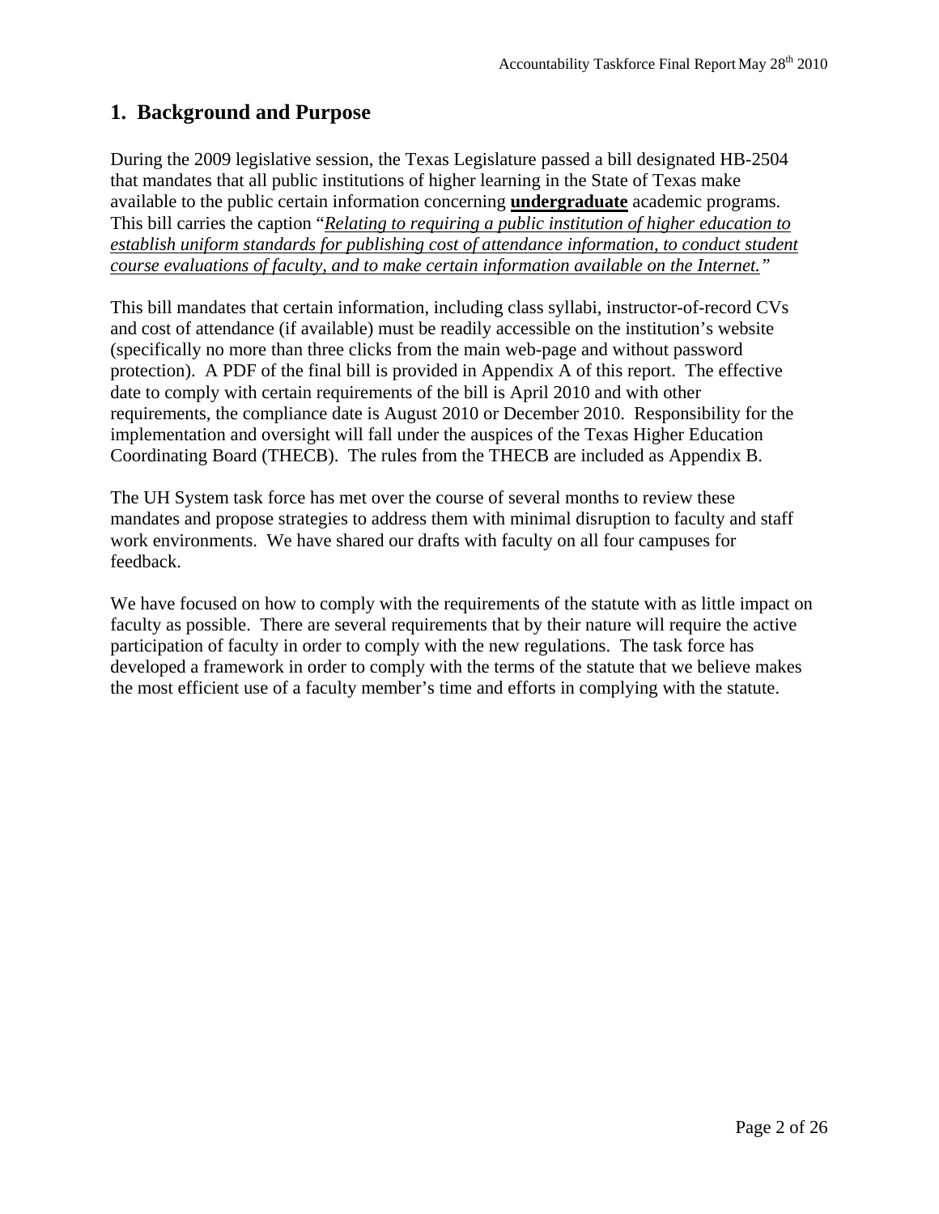## 1. Background and Purpose

During the 2009 legislative session, the Texas Legislature passed a bill designated HB-2504 that mandates that all public institutions of higher learning in the State of Texas make available to the public certain information concerning **undergraduate** academic programs. This bill carries the caption "*Relating to requiring a public institution of higher education to establish uniform standards for publishing cost of attendance information, to conduct student course evaluations of faculty, and to make certain information available on the Internet.*"

This bill mandates that certain information, including class syllabi, instructor-of-record CVs and cost of attendance (if available) must be readily accessible on the institution's website (specifically no more than three clicks from the main web-page and without password protection). A PDF of the final bill is provided in Appendix A of this report. The effective date to comply with certain requirements of the bill is April 2010 and with other requirements, the compliance date is August 2010 or December 2010. Responsibility for the implementation and oversight will fall under the auspices of the Texas Higher Education Coordinating Board (THECB). The rules from the THECB are included as Appendix B.

The UH System task force has met over the course of several months to review these mandates and propose strategies to address them with minimal disruption to faculty and staff work environments. We have shared our drafts with faculty on all four campuses for feedback.

We have focused on how to comply with the requirements of the statute with as little impact on faculty as possible. There are several requirements that by their nature will require the active participation of faculty in order to comply with the new regulations. The task force has developed a framework in order to comply with the terms of the statute that we believe makes the most efficient use of a faculty member's time and efforts in complying with the statute.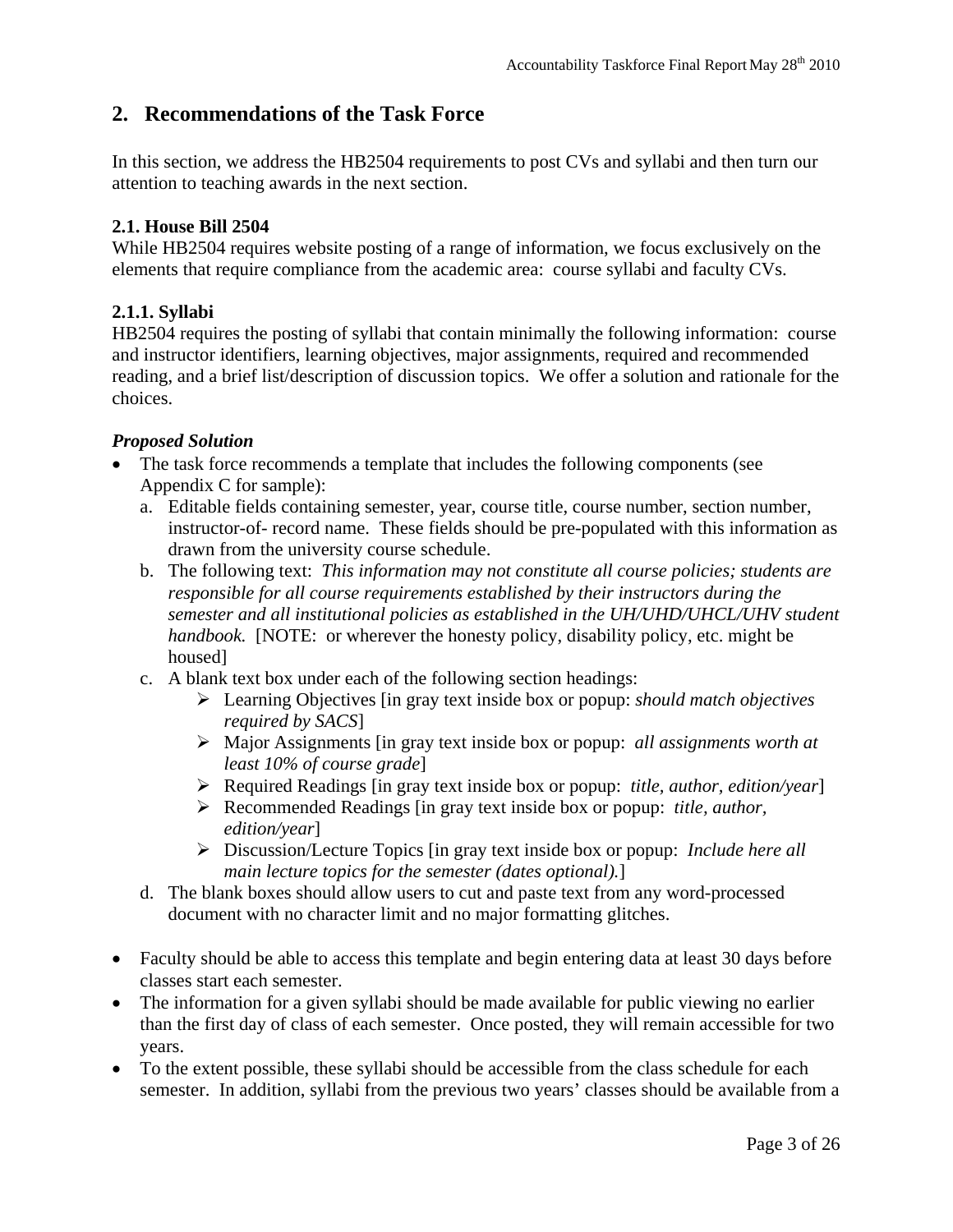## 2. Recommendations of the Task Force

In this section, we address the HB2504 requirements to post CVs and syllabi and then turn our attention to teaching awards in the next section.

### 2.1. House Bill 2504

While HB2504 requires website posting of a range of information, we focus exclusively on the elements that require compliance from the academic area: course syllabi and faculty CVs.

#### 2.1.1. Syllabi

HB2504 requires the posting of syllabi that contain minimally the following information: course and instructor identifiers, learning objectives, major assignments, required and recommended reading, and a brief list/description of discussion topics. We offer a solution and rationale for the choices.

***Proposed Solution***

- The task force recommends a template that includes the following components (see Appendix C for sample):
  a. Editable fields containing semester, year, course title, course number, section number, instructor-of- record name. These fields should be pre-populated with this information as drawn from the university course schedule.
  b. The following text: *This information may not constitute all course policies; students are responsible for all course requirements established by their instructors during the semester and all institutional policies as established in the UH/UHD/UHCL/UHV student handbook.* [NOTE: or wherever the honesty policy, disability policy, etc. might be housed]
  c. A blank text box under each of the following section headings:
     - Learning Objectives [in gray text inside box or popup: *should match objectives required by SACS*]
     - Major Assignments [in gray text inside box or popup: *all assignments worth at least 10% of course grade*]
     - Required Readings [in gray text inside box or popup: *title, author, edition/year*]
     - Recommended Readings [in gray text inside box or popup: *title, author, edition/year*]
     - Discussion/Lecture Topics [in gray text inside box or popup: *Include here all main lecture topics for the semester (dates optional).*]
  d. The blank boxes should allow users to cut and paste text from any word-processed document with no character limit and no major formatting glitches.

- Faculty should be able to access this template and begin entering data at least 30 days before classes start each semester.
- The information for a given syllabi should be made available for public viewing no earlier than the first day of class of each semester. Once posted, they will remain accessible for two years.
- To the extent possible, these syllabi should be accessible from the class schedule for each semester. In addition, syllabi from the previous two years' classes should be available from a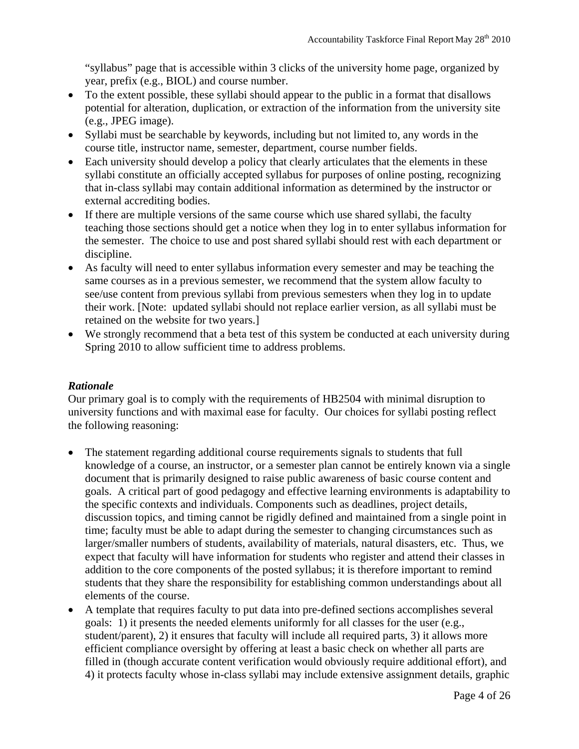"syllabus" page that is accessible within 3 clicks of the university home page, organized by year, prefix (e.g., BIOL) and course number.

- To the extent possible, these syllabi should appear to the public in a format that disallows potential for alteration, duplication, or extraction of the information from the university site (e.g., JPEG image).
- Syllabi must be searchable by keywords, including but not limited to, any words in the course title, instructor name, semester, department, course number fields.
- Each university should develop a policy that clearly articulates that the elements in these syllabi constitute an officially accepted syllabus for purposes of online posting, recognizing that in-class syllabi may contain additional information as determined by the instructor or external accrediting bodies.
- If there are multiple versions of the same course which use shared syllabi, the faculty teaching those sections should get a notice when they log in to enter syllabus information for the semester. The choice to use and post shared syllabi should rest with each department or discipline.
- As faculty will need to enter syllabus information every semester and may be teaching the same courses as in a previous semester, we recommend that the system allow faculty to see/use content from previous syllabi from previous semesters when they log in to update their work. [Note: updated syllabi should not replace earlier version, as all syllabi must be retained on the website for two years.]
- We strongly recommend that a beta test of this system be conducted at each university during Spring 2010 to allow sufficient time to address problems.

### *Rationale*

Our primary goal is to comply with the requirements of HB2504 with minimal disruption to university functions and with maximal ease for faculty. Our choices for syllabi posting reflect the following reasoning:

- The statement regarding additional course requirements signals to students that full knowledge of a course, an instructor, or a semester plan cannot be entirely known via a single document that is primarily designed to raise public awareness of basic course content and goals. A critical part of good pedagogy and effective learning environments is adaptability to the specific contexts and individuals. Components such as deadlines, project details, discussion topics, and timing cannot be rigidly defined and maintained from a single point in time; faculty must be able to adapt during the semester to changing circumstances such as larger/smaller numbers of students, availability of materials, natural disasters, etc. Thus, we expect that faculty will have information for students who register and attend their classes in addition to the core components of the posted syllabus; it is therefore important to remind students that they share the responsibility for establishing common understandings about all elements of the course.
- A template that requires faculty to put data into pre-defined sections accomplishes several goals: 1) it presents the needed elements uniformly for all classes for the user (e.g., student/parent), 2) it ensures that faculty will include all required parts, 3) it allows more efficient compliance oversight by offering at least a basic check on whether all parts are filled in (though accurate content verification would obviously require additional effort), and 4) it protects faculty whose in-class syllabi may include extensive assignment details, graphic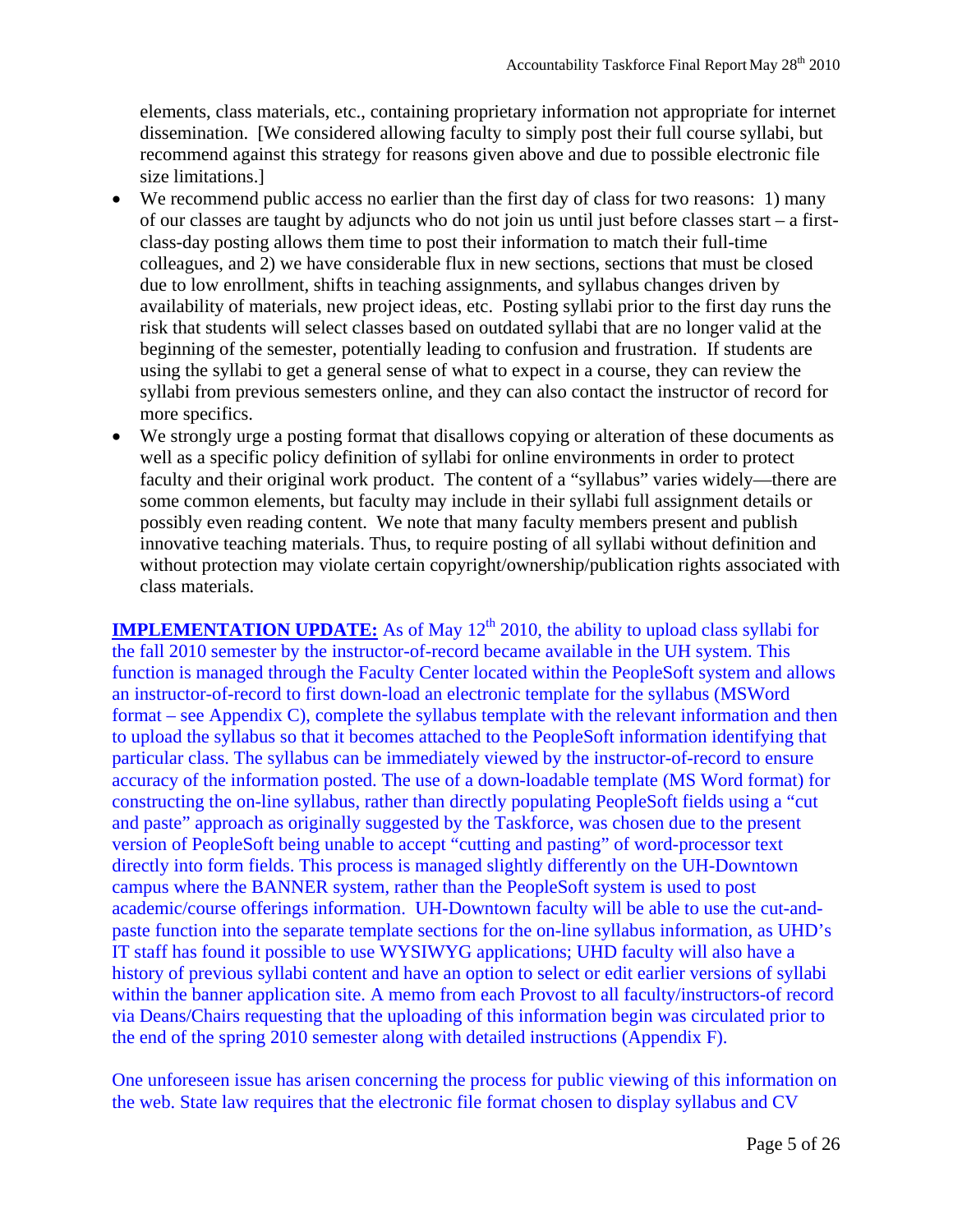elements, class materials, etc., containing proprietary information not appropriate for internet dissemination. [We considered allowing faculty to simply post their full course syllabi, but recommend against this strategy for reasons given above and due to possible electronic file size limitations.]

- We recommend public access no earlier than the first day of class for two reasons: 1) many of our classes are taught by adjuncts who do not join us until just before classes start – a first-class-day posting allows them time to post their information to match their full-time colleagues, and 2) we have considerable flux in new sections, sections that must be closed due to low enrollment, shifts in teaching assignments, and syllabus changes driven by availability of materials, new project ideas, etc. Posting syllabi prior to the first day runs the risk that students will select classes based on outdated syllabi that are no longer valid at the beginning of the semester, potentially leading to confusion and frustration. If students are using the syllabi to get a general sense of what to expect in a course, they can review the syllabi from previous semesters online, and they can also contact the instructor of record for more specifics.
- We strongly urge a posting format that disallows copying or alteration of these documents as well as a specific policy definition of syllabi for online environments in order to protect faculty and their original work product. The content of a "syllabus" varies widely—there are some common elements, but faculty may include in their syllabi full assignment details or possibly even reading content. We note that many faculty members present and publish innovative teaching materials. Thus, to require posting of all syllabi without definition and without protection may violate certain copyright/ownership/publication rights associated with class materials.

**IMPLEMENTATION UPDATE:** As of May 12th 2010, the ability to upload class syllabi for the fall 2010 semester by the instructor-of-record became available in the UH system. This function is managed through the Faculty Center located within the PeopleSoft system and allows an instructor-of-record to first down-load an electronic template for the syllabus (MSWord format – see Appendix C), complete the syllabus template with the relevant information and then to upload the syllabus so that it becomes attached to the PeopleSoft information identifying that particular class. The syllabus can be immediately viewed by the instructor-of-record to ensure accuracy of the information posted. The use of a down-loadable template (MS Word format) for constructing the on-line syllabus, rather than directly populating PeopleSoft fields using a "cut and paste" approach as originally suggested by the Taskforce, was chosen due to the present version of PeopleSoft being unable to accept "cutting and pasting" of word-processor text directly into form fields. This process is managed slightly differently on the UH-Downtown campus where the BANNER system, rather than the PeopleSoft system is used to post academic/course offerings information. UH-Downtown faculty will be able to use the cut-and-paste function into the separate template sections for the on-line syllabus information, as UHD's IT staff has found it possible to use WYSIWYG applications; UHD faculty will also have a history of previous syllabi content and have an option to select or edit earlier versions of syllabi within the banner application site. A memo from each Provost to all faculty/instructors-of record via Deans/Chairs requesting that the uploading of this information begin was circulated prior to the end of the spring 2010 semester along with detailed instructions (Appendix F).

One unforeseen issue has arisen concerning the process for public viewing of this information on the web. State law requires that the electronic file format chosen to display syllabus and CV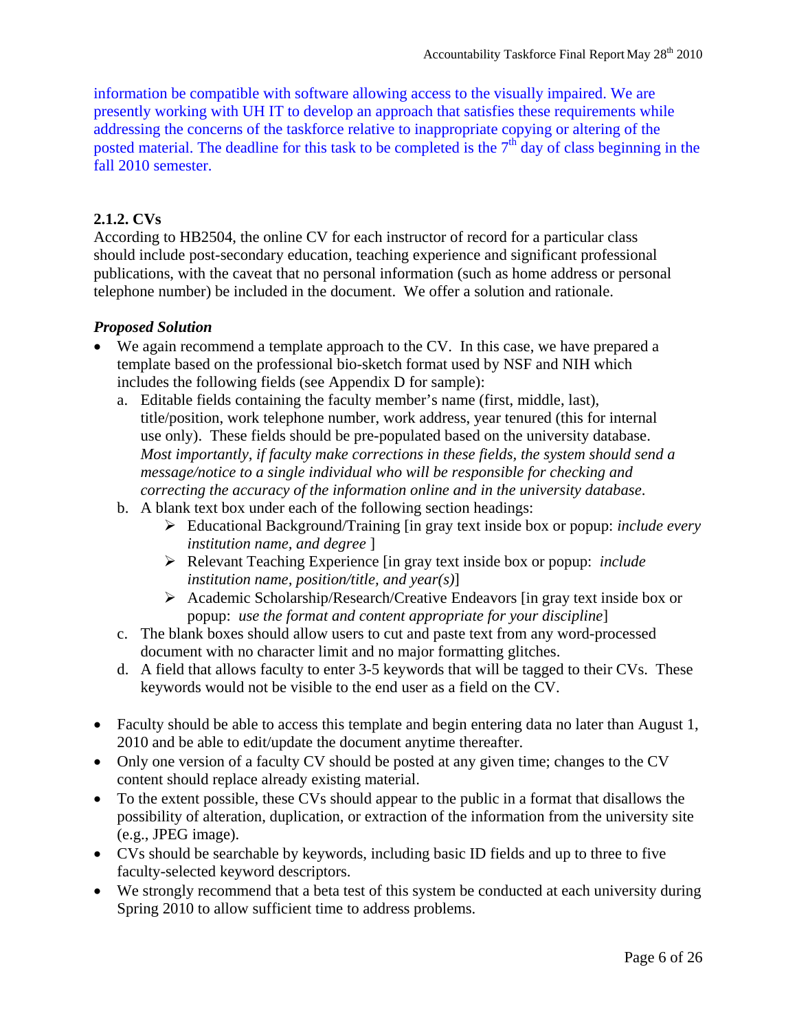information be compatible with software allowing access to the visually impaired. We are presently working with UH IT to develop an approach that satisfies these requirements while addressing the concerns of the taskforce relative to inappropriate copying or altering of the posted material. The deadline for this task to be completed is the 7th day of class beginning in the fall 2010 semester.

### 2.1.2. CVs

According to HB2504, the online CV for each instructor of record for a particular class should include post-secondary education, teaching experience and significant professional publications, with the caveat that no personal information (such as home address or personal telephone number) be included in the document. We offer a solution and rationale.

#### *Proposed Solution*

- We again recommend a template approach to the CV. In this case, we have prepared a template based on the professional bio-sketch format used by NSF and NIH which includes the following fields (see Appendix D for sample):
  a. Editable fields containing the faculty member's name (first, middle, last), title/position, work telephone number, work address, year tenured (this for internal use only). These fields should be pre-populated based on the university database. *Most importantly, if faculty make corrections in these fields, the system should send a message/notice to a single individual who will be responsible for checking and correcting the accuracy of the information online and in the university database*.
  b. A blank text box under each of the following section headings:
     - Educational Background/Training [in gray text inside box or popup: *include every institution name, and degree* ]
     - Relevant Teaching Experience [in gray text inside box or popup: *include institution name, position/title, and year(s)*]
     - Academic Scholarship/Research/Creative Endeavors [in gray text inside box or popup: *use the format and content appropriate for your discipline*]
  c. The blank boxes should allow users to cut and paste text from any word-processed document with no character limit and no major formatting glitches.
  d. A field that allows faculty to enter 3-5 keywords that will be tagged to their CVs. These keywords would not be visible to the end user as a field on the CV.

- Faculty should be able to access this template and begin entering data no later than August 1, 2010 and be able to edit/update the document anytime thereafter.
- Only one version of a faculty CV should be posted at any given time; changes to the CV content should replace already existing material.
- To the extent possible, these CVs should appear to the public in a format that disallows the possibility of alteration, duplication, or extraction of the information from the university site (e.g., JPEG image).
- CVs should be searchable by keywords, including basic ID fields and up to three to five faculty-selected keyword descriptors.
- We strongly recommend that a beta test of this system be conducted at each university during Spring 2010 to allow sufficient time to address problems.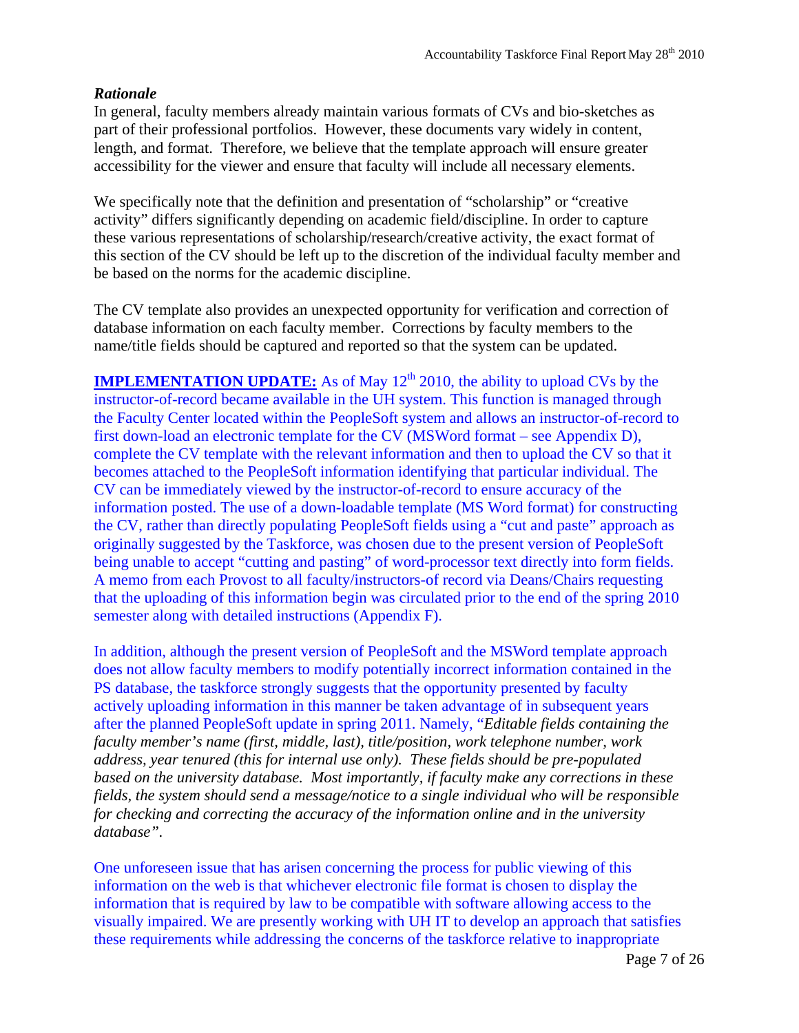### *Rationale*

In general, faculty members already maintain various formats of CVs and bio-sketches as part of their professional portfolios. However, these documents vary widely in content, length, and format. Therefore, we believe that the template approach will ensure greater accessibility for the viewer and ensure that faculty will include all necessary elements.

We specifically note that the definition and presentation of "scholarship" or "creative activity" differs significantly depending on academic field/discipline. In order to capture these various representations of scholarship/research/creative activity, the exact format of this section of the CV should be left up to the discretion of the individual faculty member and be based on the norms for the academic discipline.

The CV template also provides an unexpected opportunity for verification and correction of database information on each faculty member. Corrections by faculty members to the name/title fields should be captured and reported so that the system can be updated.

**IMPLEMENTATION UPDATE:** As of May 12th 2010, the ability to upload CVs by the instructor-of-record became available in the UH system. This function is managed through the Faculty Center located within the PeopleSoft system and allows an instructor-of-record to first down-load an electronic template for the CV (MSWord format – see Appendix D), complete the CV template with the relevant information and then to upload the CV so that it becomes attached to the PeopleSoft information identifying that particular individual. The CV can be immediately viewed by the instructor-of-record to ensure accuracy of the information posted. The use of a down-loadable template (MS Word format) for constructing the CV, rather than directly populating PeopleSoft fields using a "cut and paste" approach as originally suggested by the Taskforce, was chosen due to the present version of PeopleSoft being unable to accept "cutting and pasting" of word-processor text directly into form fields. A memo from each Provost to all faculty/instructors-of record via Deans/Chairs requesting that the uploading of this information begin was circulated prior to the end of the spring 2010 semester along with detailed instructions (Appendix F).

In addition, although the present version of PeopleSoft and the MSWord template approach does not allow faculty members to modify potentially incorrect information contained in the PS database, the taskforce strongly suggests that the opportunity presented by faculty actively uploading information in this manner be taken advantage of in subsequent years after the planned PeopleSoft update in spring 2011. Namely, "*Editable fields containing the faculty member's name (first, middle, last), title/position, work telephone number, work address, year tenured (this for internal use only). These fields should be pre-populated based on the university database. Most importantly, if faculty make any corrections in these fields, the system should send a message/notice to a single individual who will be responsible for checking and correcting the accuracy of the information online and in the university database*".

One unforeseen issue that has arisen concerning the process for public viewing of this information on the web is that whichever electronic file format is chosen to display the information that is required by law to be compatible with software allowing access to the visually impaired. We are presently working with UH IT to develop an approach that satisfies these requirements while addressing the concerns of the taskforce relative to inappropriate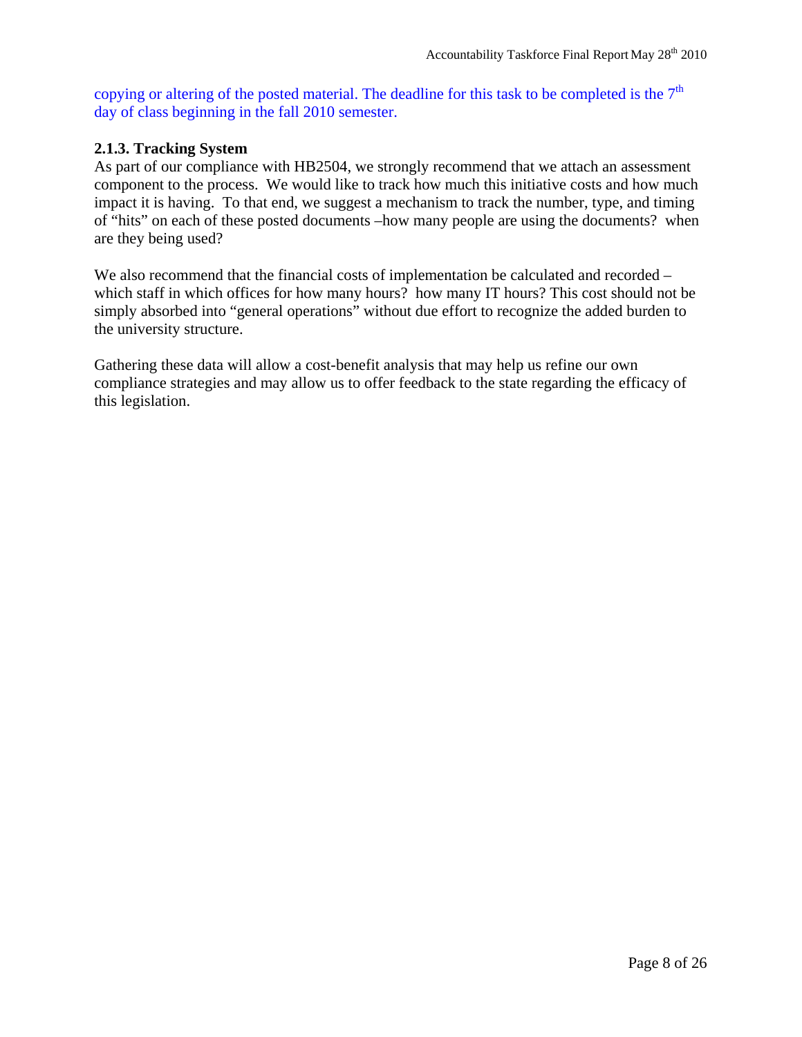copying or altering of the posted material. The deadline for this task to be completed is the 7th day of class beginning in the fall 2010 semester.

### 2.1.3. Tracking System

As part of our compliance with HB2504, we strongly recommend that we attach an assessment component to the process. We would like to track how much this initiative costs and how much impact it is having. To that end, we suggest a mechanism to track the number, type, and timing of "hits" on each of these posted documents –how many people are using the documents? when are they being used?

We also recommend that the financial costs of implementation be calculated and recorded – which staff in which offices for how many hours? how many IT hours? This cost should not be simply absorbed into "general operations" without due effort to recognize the added burden to the university structure.

Gathering these data will allow a cost-benefit analysis that may help us refine our own compliance strategies and may allow us to offer feedback to the state regarding the efficacy of this legislation.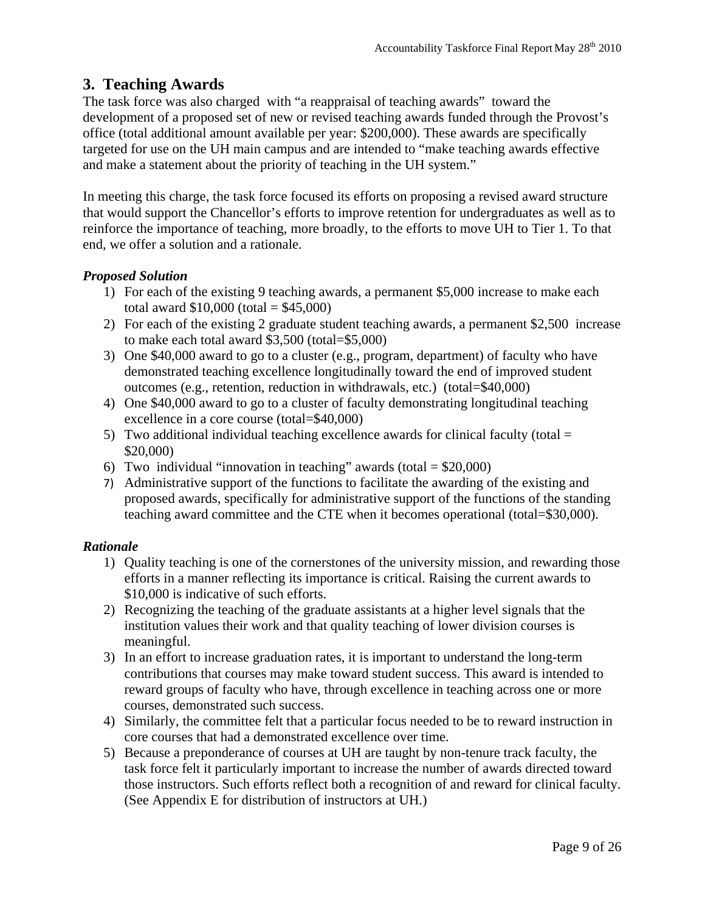## 3. Teaching Awards

The task force was also charged with "a reappraisal of teaching awards" toward the development of a proposed set of new or revised teaching awards funded through the Provost's office (total additional amount available per year: $200,000). These awards are specifically targeted for use on the UH main campus and are intended to "make teaching awards effective and make a statement about the priority of teaching in the UH system."

In meeting this charge, the task force focused its efforts on proposing a revised award structure that would support the Chancellor's efforts to improve retention for undergraduates as well as to reinforce the importance of teaching, more broadly, to the efforts to move UH to Tier 1. To that end, we offer a solution and a rationale.

### *Proposed Solution*

1) For each of the existing 9 teaching awards, a permanent $5,000 increase to make each total award $10,000 (total = $45,000)
2) For each of the existing 2 graduate student teaching awards, a permanent $2,500 increase to make each total award $3,500 (total=$5,000)
3) One $40,000 award to go to a cluster (e.g., program, department) of faculty who have demonstrated teaching excellence longitudinally toward the end of improved student outcomes (e.g., retention, reduction in withdrawals, etc.) (total=$40,000)
4) One $40,000 award to go to a cluster of faculty demonstrating longitudinal teaching excellence in a core course (total=$40,000)
5) Two additional individual teaching excellence awards for clinical faculty (total = $20,000)
6) Two individual "innovation in teaching" awards (total = $20,000)
7) Administrative support of the functions to facilitate the awarding of the existing and proposed awards, specifically for administrative support of the functions of the standing teaching award committee and the CTE when it becomes operational (total=$30,000).

### *Rationale*

1) Quality teaching is one of the cornerstones of the university mission, and rewarding those efforts in a manner reflecting its importance is critical. Raising the current awards to $10,000 is indicative of such efforts.
2) Recognizing the teaching of the graduate assistants at a higher level signals that the institution values their work and that quality teaching of lower division courses is meaningful.
3) In an effort to increase graduation rates, it is important to understand the long-term contributions that courses may make toward student success. This award is intended to reward groups of faculty who have, through excellence in teaching across one or more courses, demonstrated such success.
4) Similarly, the committee felt that a particular focus needed to be to reward instruction in core courses that had a demonstrated excellence over time.
5) Because a preponderance of courses at UH are taught by non-tenure track faculty, the task force felt it particularly important to increase the number of awards directed toward those instructors. Such efforts reflect both a recognition of and reward for clinical faculty. (See Appendix E for distribution of instructors at UH.)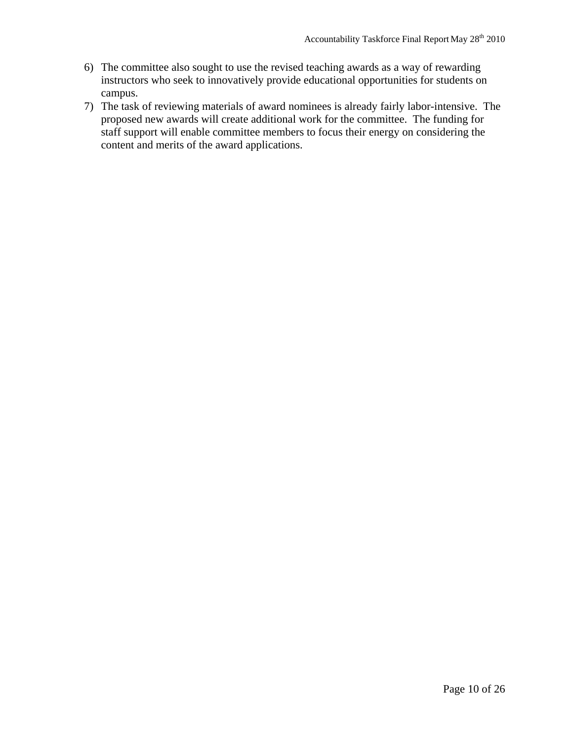6) The committee also sought to use the revised teaching awards as a way of rewarding instructors who seek to innovatively provide educational opportunities for students on campus.
7) The task of reviewing materials of award nominees is already fairly labor-intensive. The proposed new awards will create additional work for the committee. The funding for staff support will enable committee members to focus their energy on considering the content and merits of the award applications.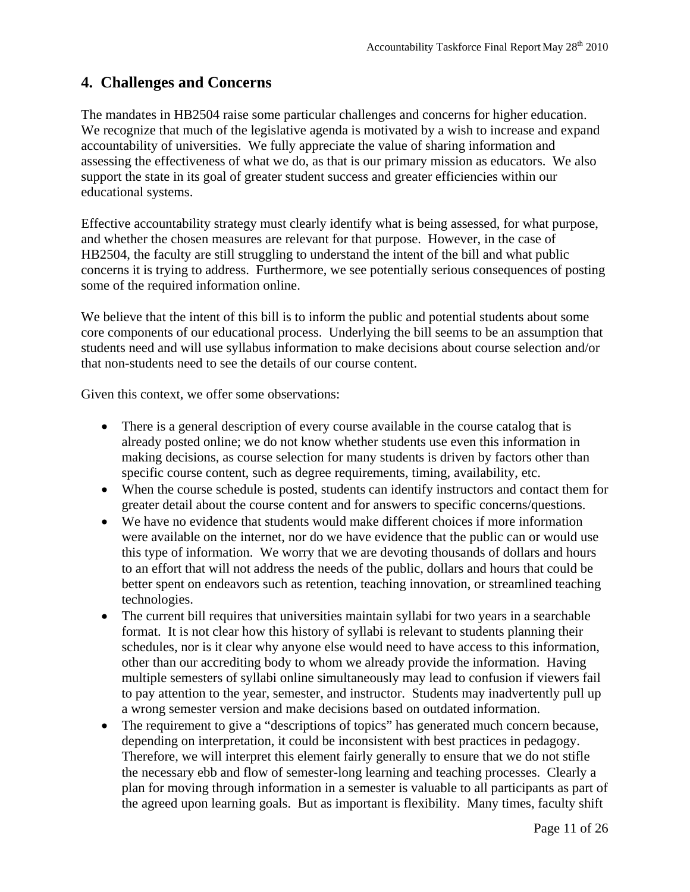## 4. Challenges and Concerns

The mandates in HB2504 raise some particular challenges and concerns for higher education. We recognize that much of the legislative agenda is motivated by a wish to increase and expand accountability of universities. We fully appreciate the value of sharing information and assessing the effectiveness of what we do, as that is our primary mission as educators. We also support the state in its goal of greater student success and greater efficiencies within our educational systems.

Effective accountability strategy must clearly identify what is being assessed, for what purpose, and whether the chosen measures are relevant for that purpose. However, in the case of HB2504, the faculty are still struggling to understand the intent of the bill and what public concerns it is trying to address. Furthermore, we see potentially serious consequences of posting some of the required information online.

We believe that the intent of this bill is to inform the public and potential students about some core components of our educational process. Underlying the bill seems to be an assumption that students need and will use syllabus information to make decisions about course selection and/or that non-students need to see the details of our course content.

Given this context, we offer some observations:

- There is a general description of every course available in the course catalog that is already posted online; we do not know whether students use even this information in making decisions, as course selection for many students is driven by factors other than specific course content, such as degree requirements, timing, availability, etc.
- When the course schedule is posted, students can identify instructors and contact them for greater detail about the course content and for answers to specific concerns/questions.
- We have no evidence that students would make different choices if more information were available on the internet, nor do we have evidence that the public can or would use this type of information. We worry that we are devoting thousands of dollars and hours to an effort that will not address the needs of the public, dollars and hours that could be better spent on endeavors such as retention, teaching innovation, or streamlined teaching technologies.
- The current bill requires that universities maintain syllabi for two years in a searchable format. It is not clear how this history of syllabi is relevant to students planning their schedules, nor is it clear why anyone else would need to have access to this information, other than our accrediting body to whom we already provide the information. Having multiple semesters of syllabi online simultaneously may lead to confusion if viewers fail to pay attention to the year, semester, and instructor. Students may inadvertently pull up a wrong semester version and make decisions based on outdated information.
- The requirement to give a "descriptions of topics" has generated much concern because, depending on interpretation, it could be inconsistent with best practices in pedagogy. Therefore, we will interpret this element fairly generally to ensure that we do not stifle the necessary ebb and flow of semester-long learning and teaching processes. Clearly a plan for moving through information in a semester is valuable to all participants as part of the agreed upon learning goals. But as important is flexibility. Many times, faculty shift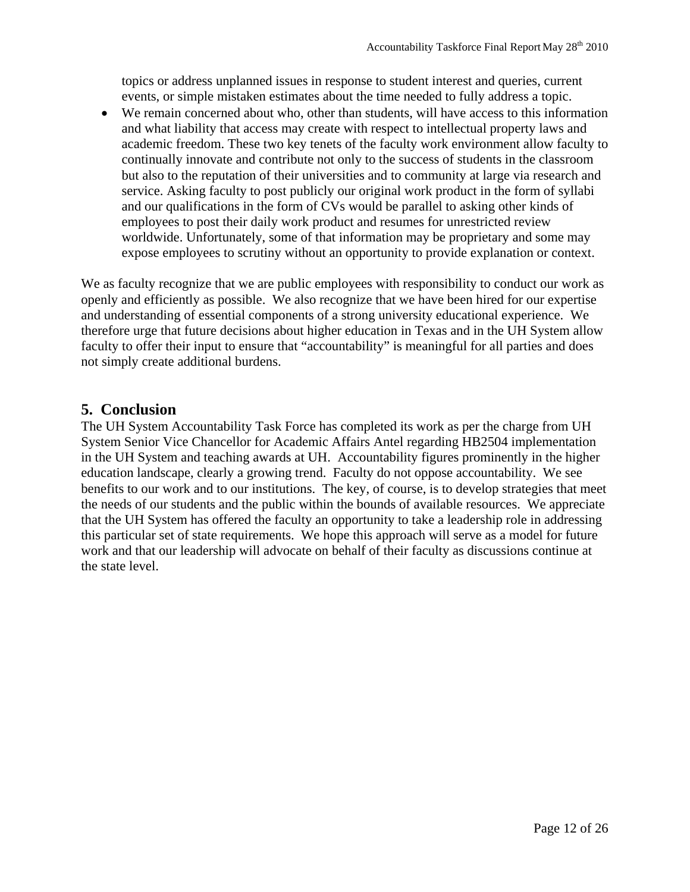topics or address unplanned issues in response to student interest and queries, current events, or simple mistaken estimates about the time needed to fully address a topic.

- We remain concerned about who, other than students, will have access to this information and what liability that access may create with respect to intellectual property laws and academic freedom. These two key tenets of the faculty work environment allow faculty to continually innovate and contribute not only to the success of students in the classroom but also to the reputation of their universities and to community at large via research and service. Asking faculty to post publicly our original work product in the form of syllabi and our qualifications in the form of CVs would be parallel to asking other kinds of employees to post their daily work product and resumes for unrestricted review worldwide. Unfortunately, some of that information may be proprietary and some may expose employees to scrutiny without an opportunity to provide explanation or context.

We as faculty recognize that we are public employees with responsibility to conduct our work as openly and efficiently as possible. We also recognize that we have been hired for our expertise and understanding of essential components of a strong university educational experience. We therefore urge that future decisions about higher education in Texas and in the UH System allow faculty to offer their input to ensure that "accountability" is meaningful for all parties and does not simply create additional burdens.

## 5. Conclusion

The UH System Accountability Task Force has completed its work as per the charge from UH System Senior Vice Chancellor for Academic Affairs Antel regarding HB2504 implementation in the UH System and teaching awards at UH. Accountability figures prominently in the higher education landscape, clearly a growing trend. Faculty do not oppose accountability. We see benefits to our work and to our institutions. The key, of course, is to develop strategies that meet the needs of our students and the public within the bounds of available resources. We appreciate that the UH System has offered the faculty an opportunity to take a leadership role in addressing this particular set of state requirements. We hope this approach will serve as a model for future work and that our leadership will advocate on behalf of their faculty as discussions continue at the state level.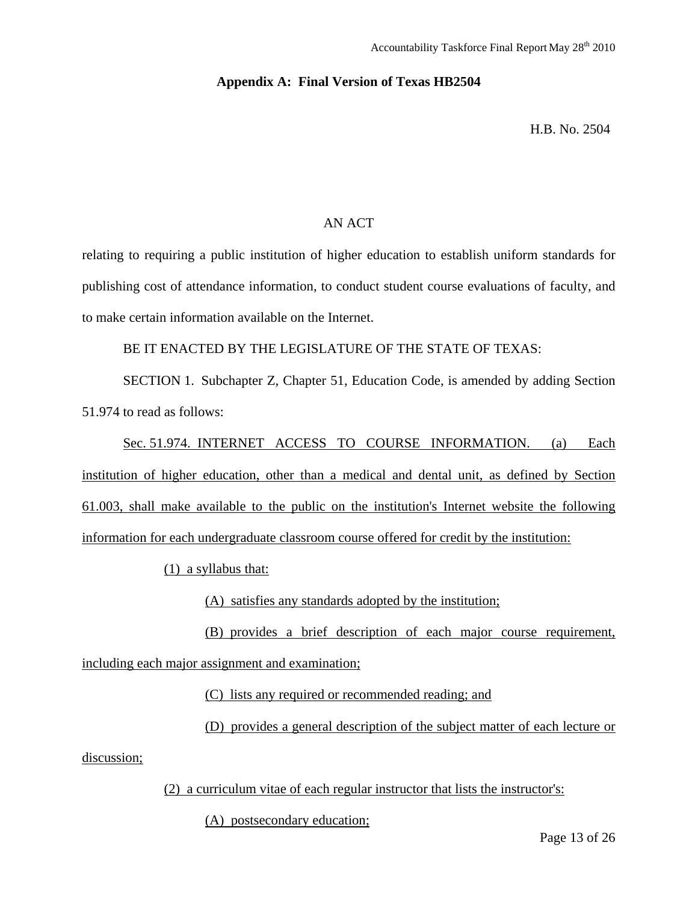## Appendix A: Final Version of Texas HB2504

H.B. No. 2504

AN ACT

relating to requiring a public institution of higher education to establish uniform standards for publishing cost of attendance information, to conduct student course evaluations of faculty, and to make certain information available on the Internet.

BE IT ENACTED BY THE LEGISLATURE OF THE STATE OF TEXAS:

SECTION 1. Subchapter Z, Chapter 51, Education Code, is amended by adding Section 51.974 to read as follows:

Sec. 51.974. INTERNET ACCESS TO COURSE INFORMATION. (a) Each institution of higher education, other than a medical and dental unit, as defined by Section 61.003, shall make available to the public on the institution's Internet website the following information for each undergraduate classroom course offered for credit by the institution:

(1) a syllabus that:

(A) satisfies any standards adopted by the institution;

(B) provides a brief description of each major course requirement, including each major assignment and examination;

(C) lists any required or recommended reading; and

(D) provides a general description of the subject matter of each lecture or discussion;

(2) a curriculum vitae of each regular instructor that lists the instructor's:

(A) postsecondary education;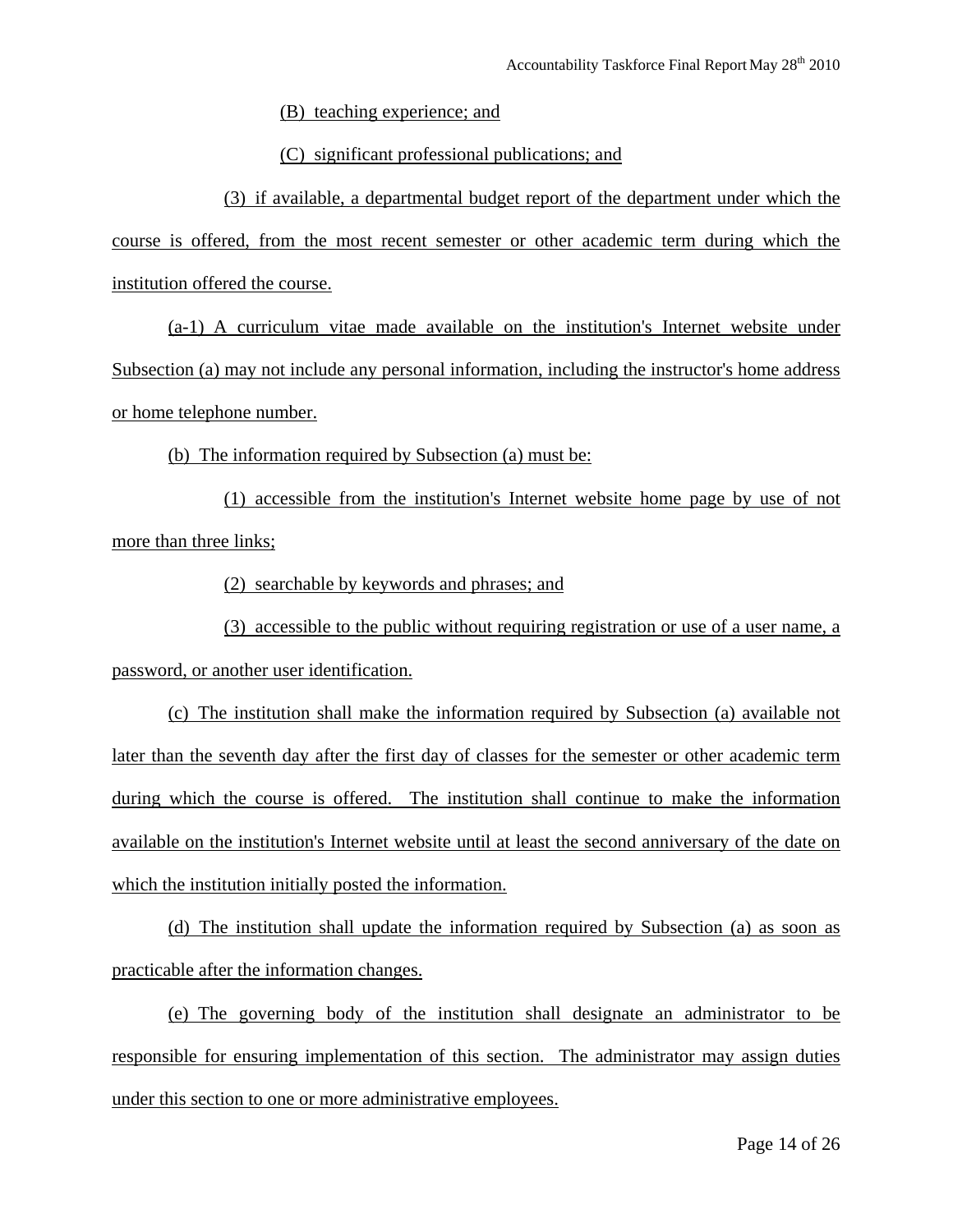(B) teaching experience; and

(C) significant professional publications; and

(3) if available, a departmental budget report of the department under which the course is offered, from the most recent semester or other academic term during which the institution offered the course.

(a-1) A curriculum vitae made available on the institution's Internet website under Subsection (a) may not include any personal information, including the instructor's home address or home telephone number.

(b) The information required by Subsection (a) must be:

(1) accessible from the institution's Internet website home page by use of not more than three links;

(2) searchable by keywords and phrases; and

(3) accessible to the public without requiring registration or use of a user name, a password, or another user identification.

(c) The institution shall make the information required by Subsection (a) available not later than the seventh day after the first day of classes for the semester or other academic term during which the course is offered. The institution shall continue to make the information available on the institution's Internet website until at least the second anniversary of the date on which the institution initially posted the information.

(d) The institution shall update the information required by Subsection (a) as soon as practicable after the information changes.

(e) The governing body of the institution shall designate an administrator to be responsible for ensuring implementation of this section. The administrator may assign duties under this section to one or more administrative employees.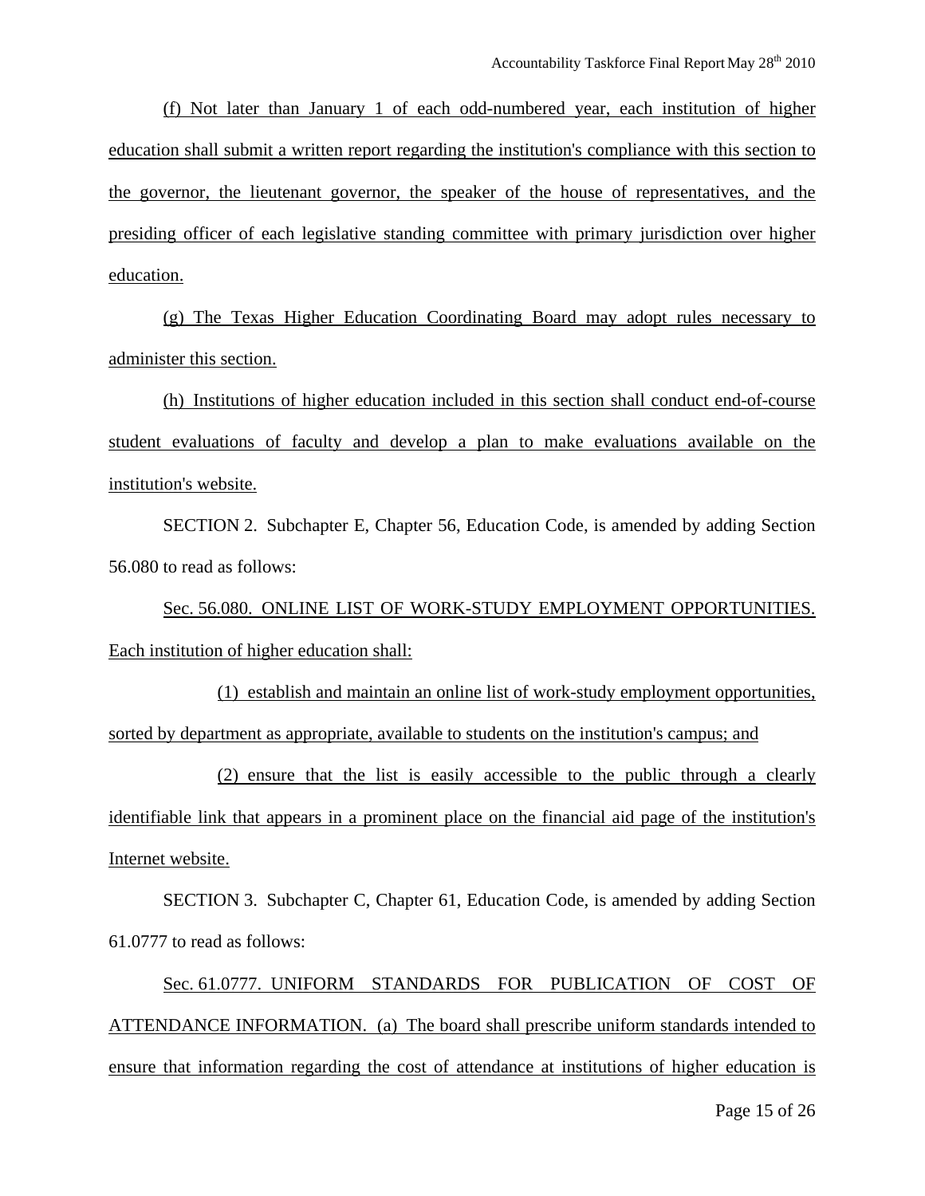(f) Not later than January 1 of each odd-numbered year, each institution of higher education shall submit a written report regarding the institution's compliance with this section to the governor, the lieutenant governor, the speaker of the house of representatives, and the presiding officer of each legislative standing committee with primary jurisdiction over higher education.

(g) The Texas Higher Education Coordinating Board may adopt rules necessary to administer this section.

(h) Institutions of higher education included in this section shall conduct end-of-course student evaluations of faculty and develop a plan to make evaluations available on the institution's website.

SECTION 2. Subchapter E, Chapter 56, Education Code, is amended by adding Section 56.080 to read as follows:

Sec. 56.080. ONLINE LIST OF WORK-STUDY EMPLOYMENT OPPORTUNITIES. Each institution of higher education shall:

(1) establish and maintain an online list of work-study employment opportunities, sorted by department as appropriate, available to students on the institution's campus; and

(2) ensure that the list is easily accessible to the public through a clearly identifiable link that appears in a prominent place on the financial aid page of the institution's Internet website.

SECTION 3. Subchapter C, Chapter 61, Education Code, is amended by adding Section 61.0777 to read as follows:

Sec. 61.0777. UNIFORM STANDARDS FOR PUBLICATION OF COST OF ATTENDANCE INFORMATION. (a) The board shall prescribe uniform standards intended to ensure that information regarding the cost of attendance at institutions of higher education is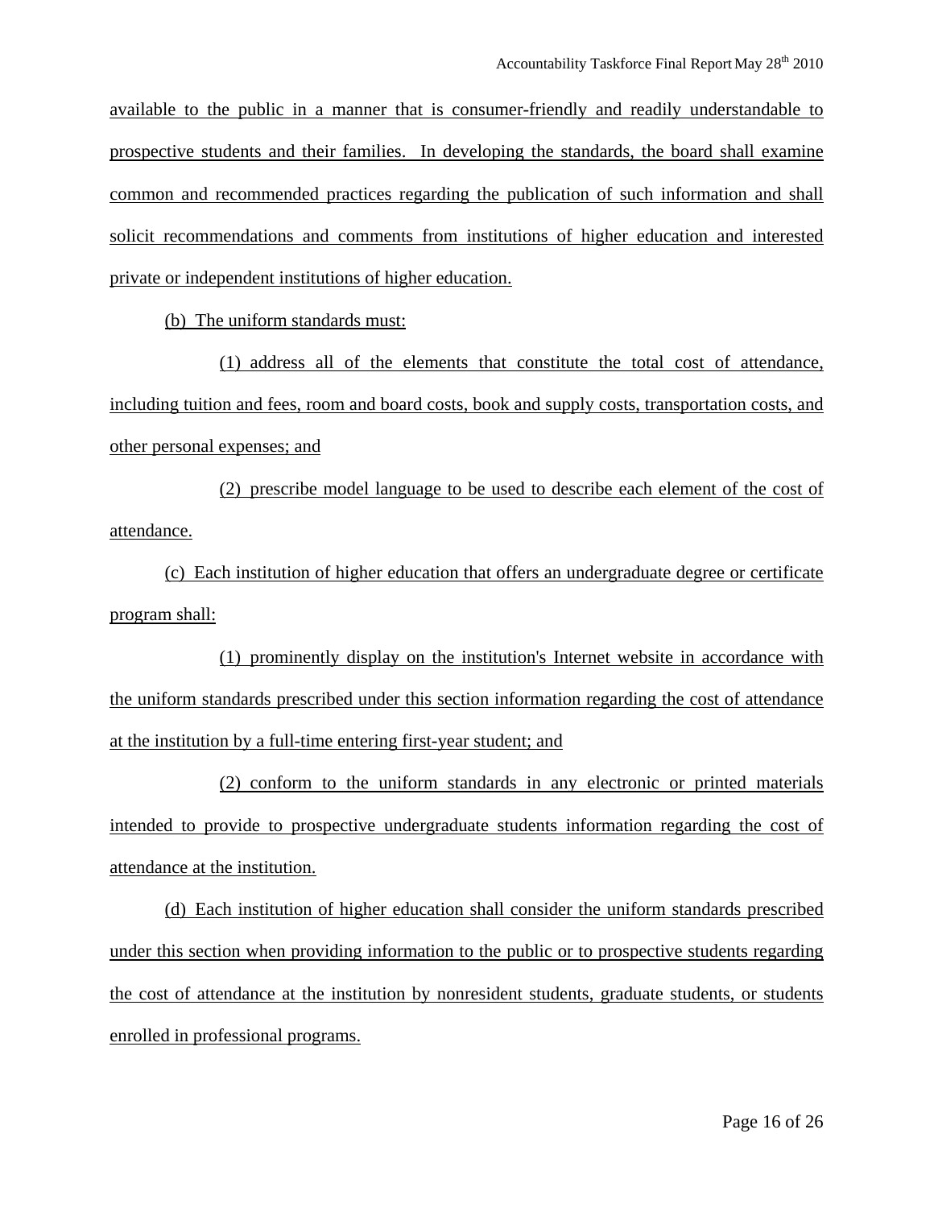available to the public in a manner that is consumer-friendly and readily understandable to prospective students and their families. In developing the standards, the board shall examine common and recommended practices regarding the publication of such information and shall solicit recommendations and comments from institutions of higher education and interested private or independent institutions of higher education.

(b) The uniform standards must:

(1) address all of the elements that constitute the total cost of attendance, including tuition and fees, room and board costs, book and supply costs, transportation costs, and other personal expenses; and

(2) prescribe model language to be used to describe each element of the cost of attendance.

(c) Each institution of higher education that offers an undergraduate degree or certificate program shall:

(1) prominently display on the institution's Internet website in accordance with the uniform standards prescribed under this section information regarding the cost of attendance at the institution by a full-time entering first-year student; and

(2) conform to the uniform standards in any electronic or printed materials intended to provide to prospective undergraduate students information regarding the cost of attendance at the institution.

(d) Each institution of higher education shall consider the uniform standards prescribed under this section when providing information to the public or to prospective students regarding the cost of attendance at the institution by nonresident students, graduate students, or students enrolled in professional programs.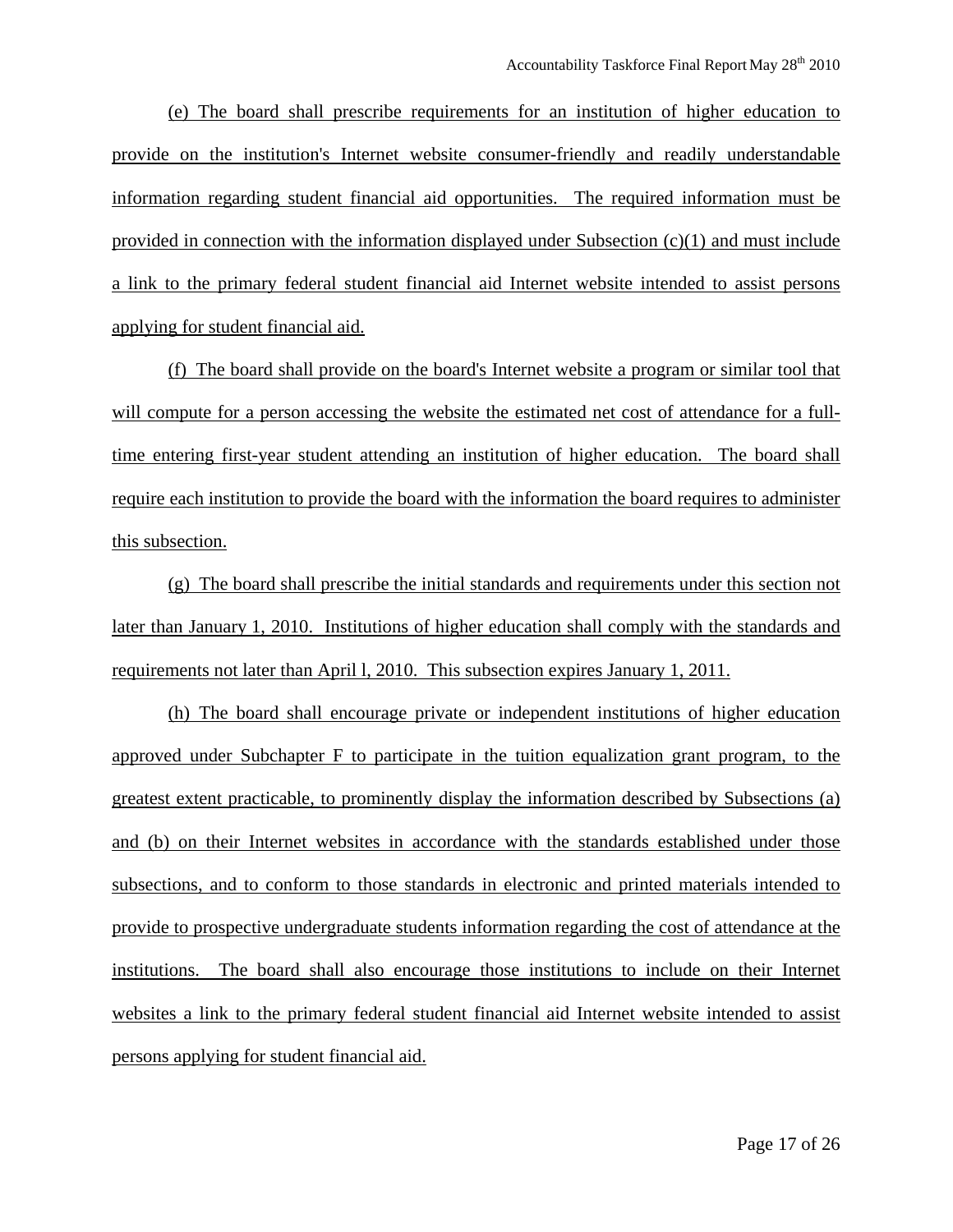(e) The board shall prescribe requirements for an institution of higher education to provide on the institution's Internet website consumer-friendly and readily understandable information regarding student financial aid opportunities. The required information must be provided in connection with the information displayed under Subsection (c)(1) and must include a link to the primary federal student financial aid Internet website intended to assist persons applying for student financial aid.

(f) The board shall provide on the board's Internet website a program or similar tool that will compute for a person accessing the website the estimated net cost of attendance for a full-time entering first-year student attending an institution of higher education. The board shall require each institution to provide the board with the information the board requires to administer this subsection.

(g) The board shall prescribe the initial standards and requirements under this section not later than January 1, 2010. Institutions of higher education shall comply with the standards and requirements not later than April l, 2010. This subsection expires January 1, 2011.

(h) The board shall encourage private or independent institutions of higher education approved under Subchapter F to participate in the tuition equalization grant program, to the greatest extent practicable, to prominently display the information described by Subsections (a) and (b) on their Internet websites in accordance with the standards established under those subsections, and to conform to those standards in electronic and printed materials intended to provide to prospective undergraduate students information regarding the cost of attendance at the institutions. The board shall also encourage those institutions to include on their Internet websites a link to the primary federal student financial aid Internet website intended to assist persons applying for student financial aid.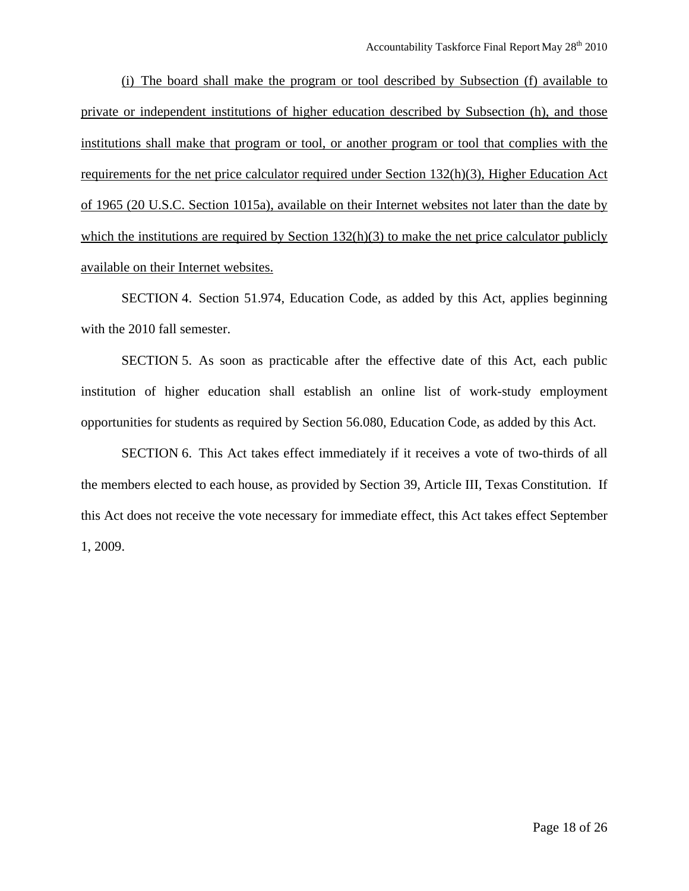(i) The board shall make the program or tool described by Subsection (f) available to private or independent institutions of higher education described by Subsection (h), and those institutions shall make that program or tool, or another program or tool that complies with the requirements for the net price calculator required under Section 132(h)(3), Higher Education Act of 1965 (20 U.S.C. Section 1015a), available on their Internet websites not later than the date by which the institutions are required by Section 132(h)(3) to make the net price calculator publicly available on their Internet websites.

SECTION 4. Section 51.974, Education Code, as added by this Act, applies beginning with the 2010 fall semester.

SECTION 5. As soon as practicable after the effective date of this Act, each public institution of higher education shall establish an online list of work-study employment opportunities for students as required by Section 56.080, Education Code, as added by this Act.

SECTION 6. This Act takes effect immediately if it receives a vote of two-thirds of all the members elected to each house, as provided by Section 39, Article III, Texas Constitution. If this Act does not receive the vote necessary for immediate effect, this Act takes effect September 1, 2009.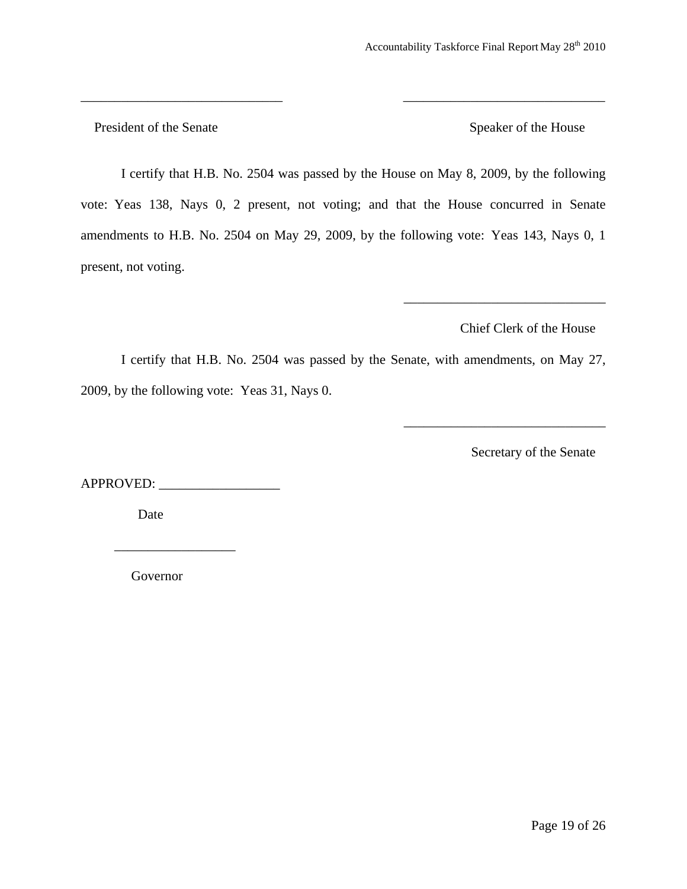______________________________ ______________________________

President of the Senate Speaker of the House

I certify that H.B. No. 2504 was passed by the House on May 8, 2009, by the following vote: Yeas 138, Nays 0, 2 present, not voting; and that the House concurred in Senate amendments to H.B. No. 2504 on May 29, 2009, by the following vote: Yeas 143, Nays 0, 1 present, not voting.

______________________________

Chief Clerk of the House

I certify that H.B. No. 2504 was passed by the Senate, with amendments, on May 27, 2009, by the following vote: Yeas 31, Nays 0.

______________________________

Secretary of the Senate

APPROVED: __________________

Date

__________________

Governor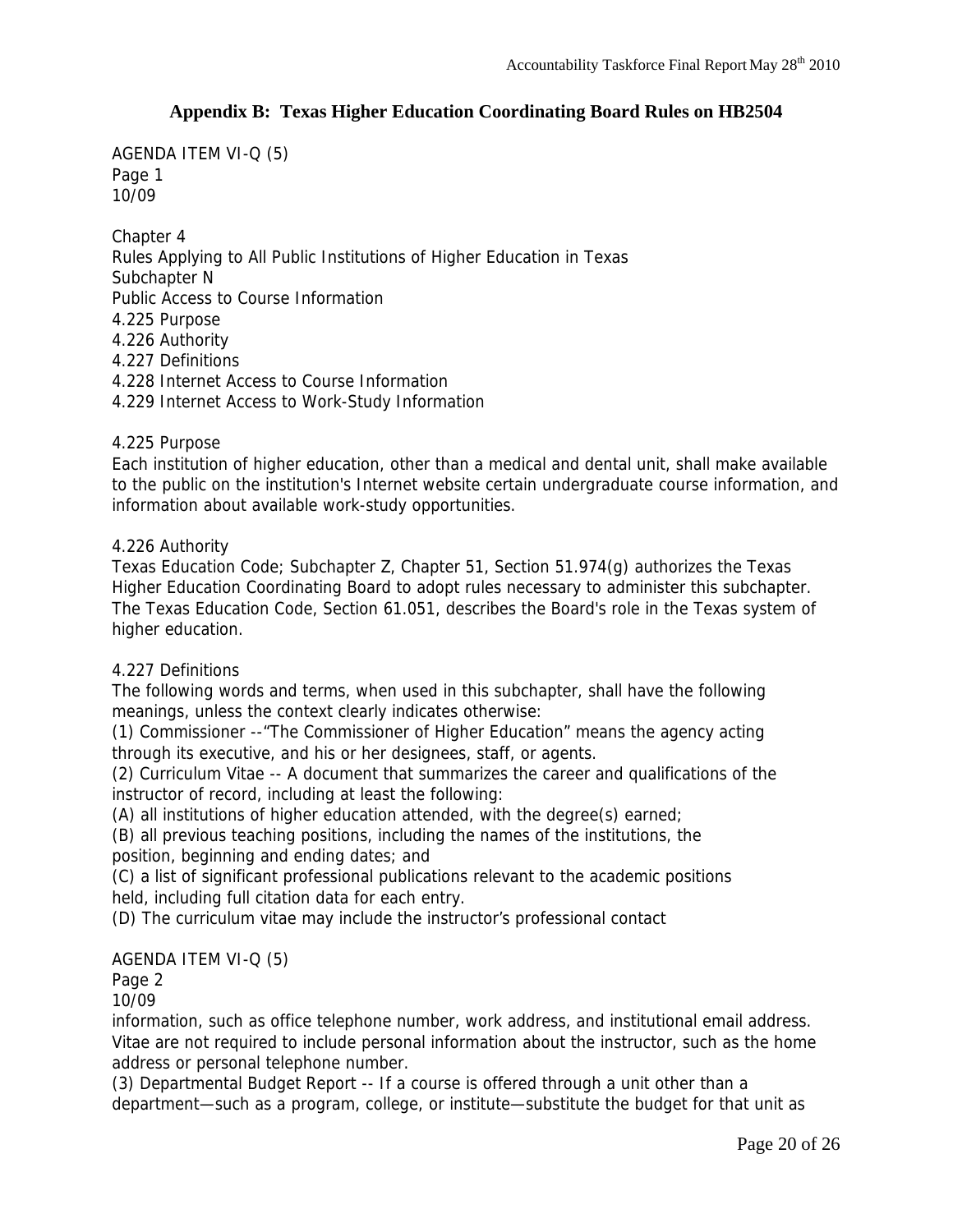## Appendix B: Texas Higher Education Coordinating Board Rules on HB2504

AGENDA ITEM VI-Q (5)
Page 1
10/09

Chapter 4
Rules Applying to All Public Institutions of Higher Education in Texas
Subchapter N
Public Access to Course Information
4.225 Purpose
4.226 Authority
4.227 Definitions
4.228 Internet Access to Course Information
4.229 Internet Access to Work-Study Information

4.225 Purpose
Each institution of higher education, other than a medical and dental unit, shall make available to the public on the institution's Internet website certain undergraduate course information, and information about available work-study opportunities.

4.226 Authority
Texas Education Code; Subchapter Z, Chapter 51, Section 51.974(g) authorizes the Texas Higher Education Coordinating Board to adopt rules necessary to administer this subchapter. The Texas Education Code, Section 61.051, describes the Board's role in the Texas system of higher education.

4.227 Definitions
The following words and terms, when used in this subchapter, shall have the following meanings, unless the context clearly indicates otherwise:
(1) Commissioner --"The Commissioner of Higher Education" means the agency acting through its executive, and his or her designees, staff, or agents.
(2) Curriculum Vitae -- A document that summarizes the career and qualifications of the instructor of record, including at least the following:
(A) all institutions of higher education attended, with the degree(s) earned;
(B) all previous teaching positions, including the names of the institutions, the position, beginning and ending dates; and
(C) a list of significant professional publications relevant to the academic positions held, including full citation data for each entry.
(D) The curriculum vitae may include the instructor's professional contact

AGENDA ITEM VI-Q (5)
Page 2
10/09

information, such as office telephone number, work address, and institutional email address. Vitae are not required to include personal information about the instructor, such as the home address or personal telephone number.
(3) Departmental Budget Report -- If a course is offered through a unit other than a department—such as a program, college, or institute—substitute the budget for that unit as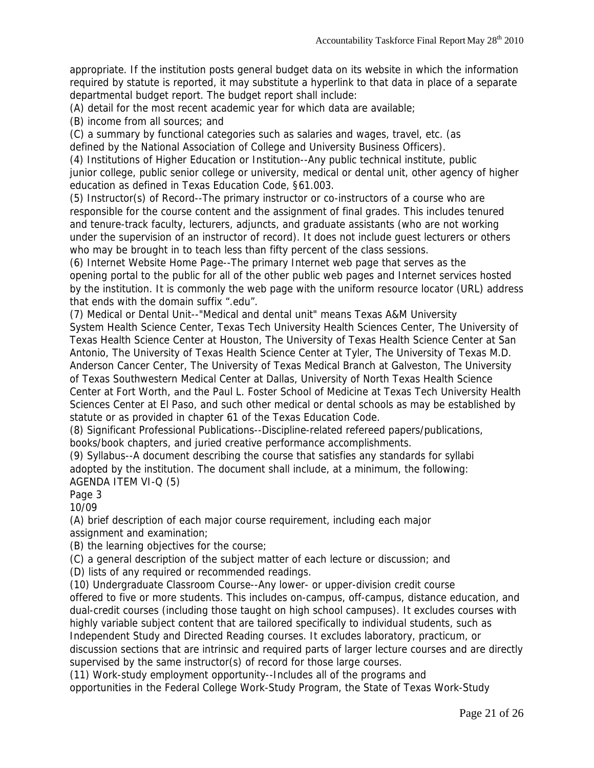appropriate. If the institution posts general budget data on its website in which the information required by statute is reported, it may substitute a hyperlink to that data in place of a separate departmental budget report. The budget report shall include:

(A) detail for the most recent academic year for which data are available;

(B) income from all sources; and

(C) a summary by functional categories such as salaries and wages, travel, etc. (as defined by the National Association of College and University Business Officers).

(4) Institutions of Higher Education or Institution--Any public technical institute, public junior college, public senior college or university, medical or dental unit, other agency of higher education as defined in Texas Education Code, §61.003.

(5) Instructor(s) of Record--The primary instructor or co-instructors of a course who are responsible for the course content and the assignment of final grades. This includes tenured and tenure-track faculty, lecturers, adjuncts, and graduate assistants (who are not working under the supervision of an instructor of record). It does not include guest lecturers or others who may be brought in to teach less than fifty percent of the class sessions.

(6) Internet Website Home Page--The primary Internet web page that serves as the opening portal to the public for all of the other public web pages and Internet services hosted by the institution. It is commonly the web page with the uniform resource locator (URL) address that ends with the domain suffix ".edu".

(7) Medical or Dental Unit--"Medical and dental unit" means Texas A&M University System Health Science Center, Texas Tech University Health Sciences Center, The University of Texas Health Science Center at Houston, The University of Texas Health Science Center at San Antonio, The University of Texas Health Science Center at Tyler, The University of Texas M.D. Anderson Cancer Center, The University of Texas Medical Branch at Galveston, The University of Texas Southwestern Medical Center at Dallas, University of North Texas Health Science Center at Fort Worth, and the Paul L. Foster School of Medicine at Texas Tech University Health Sciences Center at El Paso, and such other medical or dental schools as may be established by statute or as provided in chapter 61 of the Texas Education Code.

(8) Significant Professional Publications--Discipline-related refereed papers/publications, books/book chapters, and juried creative performance accomplishments.

(9) Syllabus--A document describing the course that satisfies any standards for syllabi adopted by the institution. The document shall include, at a minimum, the following:

AGENDA ITEM VI-Q (5)

Page 3

10/09

(A) brief description of each major course requirement, including each major assignment and examination;

(B) the learning objectives for the course;

(C) a general description of the subject matter of each lecture or discussion; and

(D) lists of any required or recommended readings.

(10) Undergraduate Classroom Course--Any lower- or upper-division credit course offered to five or more students. This includes on-campus, off-campus, distance education, and dual-credit courses (including those taught on high school campuses). It excludes courses with highly variable subject content that are tailored specifically to individual students, such as Independent Study and Directed Reading courses. It excludes laboratory, practicum, or discussion sections that are intrinsic and required parts of larger lecture courses and are directly supervised by the same instructor(s) of record for those large courses.

(11) Work-study employment opportunity--Includes all of the programs and opportunities in the Federal College Work-Study Program, the State of Texas Work-Study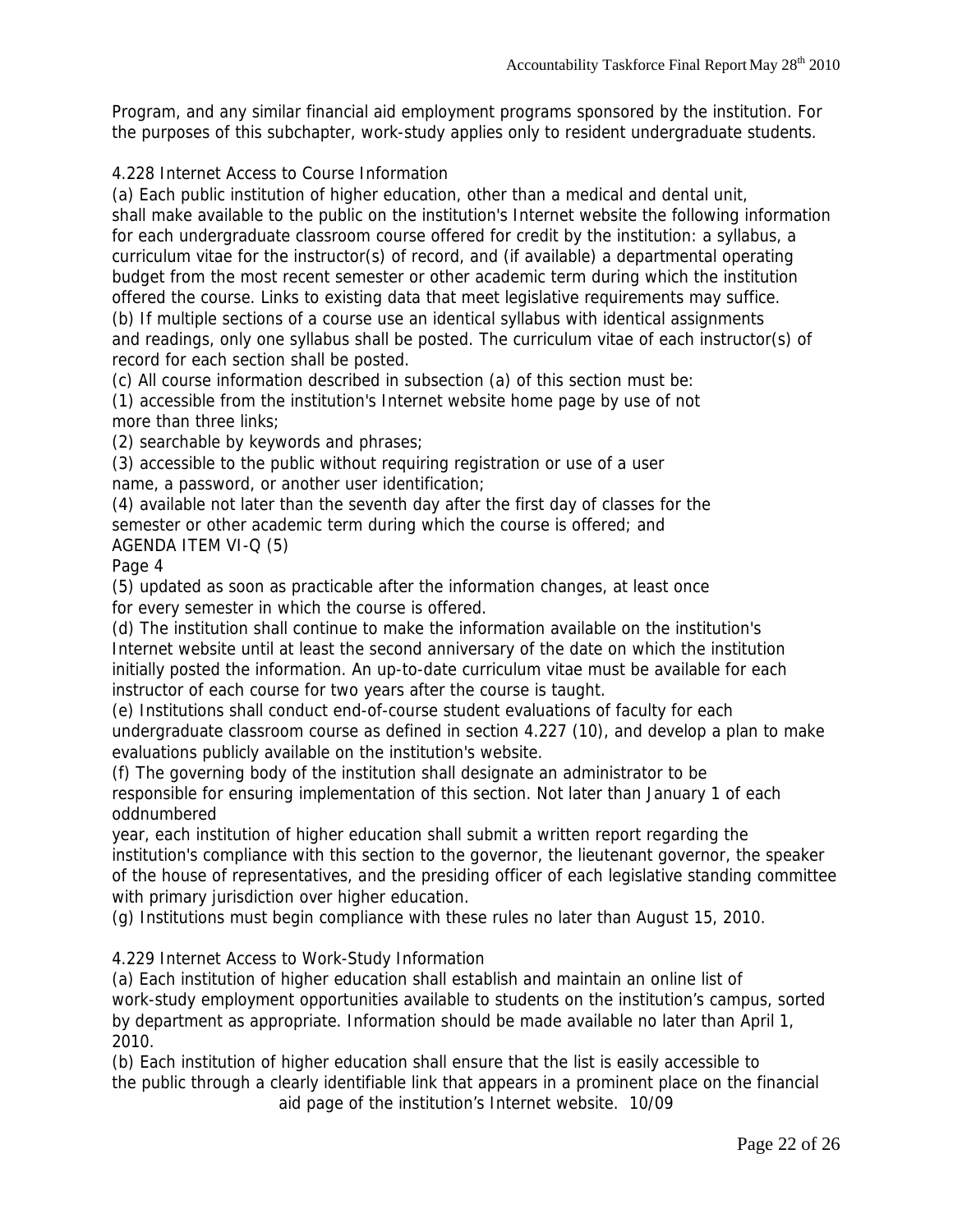Program, and any similar financial aid employment programs sponsored by the institution. For the purposes of this subchapter, work-study applies only to resident undergraduate students.

4.228 Internet Access to Course Information

(a) Each public institution of higher education, other than a medical and dental unit, shall make available to the public on the institution's Internet website the following information for each undergraduate classroom course offered for credit by the institution: a syllabus, a curriculum vitae for the instructor(s) of record, and (if available) a departmental operating budget from the most recent semester or other academic term during which the institution offered the course. Links to existing data that meet legislative requirements may suffice.

(b) If multiple sections of a course use an identical syllabus with identical assignments and readings, only one syllabus shall be posted. The curriculum vitae of each instructor(s) of record for each section shall be posted.

(c) All course information described in subsection (a) of this section must be:

(1) accessible from the institution's Internet website home page by use of not more than three links;

(2) searchable by keywords and phrases;

(3) accessible to the public without requiring registration or use of a user name, a password, or another user identification;

(4) available not later than the seventh day after the first day of classes for the semester or other academic term during which the course is offered; and

AGENDA ITEM VI-Q (5)

Page 4

(5) updated as soon as practicable after the information changes, at least once for every semester in which the course is offered.

(d) The institution shall continue to make the information available on the institution's Internet website until at least the second anniversary of the date on which the institution initially posted the information. An up-to-date curriculum vitae must be available for each instructor of each course for two years after the course is taught.

(e) Institutions shall conduct end-of-course student evaluations of faculty for each undergraduate classroom course as defined in section 4.227 (10), and develop a plan to make evaluations publicly available on the institution's website.

(f) The governing body of the institution shall designate an administrator to be responsible for ensuring implementation of this section. Not later than January 1 of each oddnumbered

year, each institution of higher education shall submit a written report regarding the institution's compliance with this section to the governor, the lieutenant governor, the speaker of the house of representatives, and the presiding officer of each legislative standing committee with primary jurisdiction over higher education.

(g) Institutions must begin compliance with these rules no later than August 15, 2010.

4.229 Internet Access to Work-Study Information

(a) Each institution of higher education shall establish and maintain an online list of work-study employment opportunities available to students on the institution's campus, sorted by department as appropriate. Information should be made available no later than April 1, 2010.

(b) Each institution of higher education shall ensure that the list is easily accessible to the public through a clearly identifiable link that appears in a prominent place on the financial aid page of the institution's Internet website. 10/09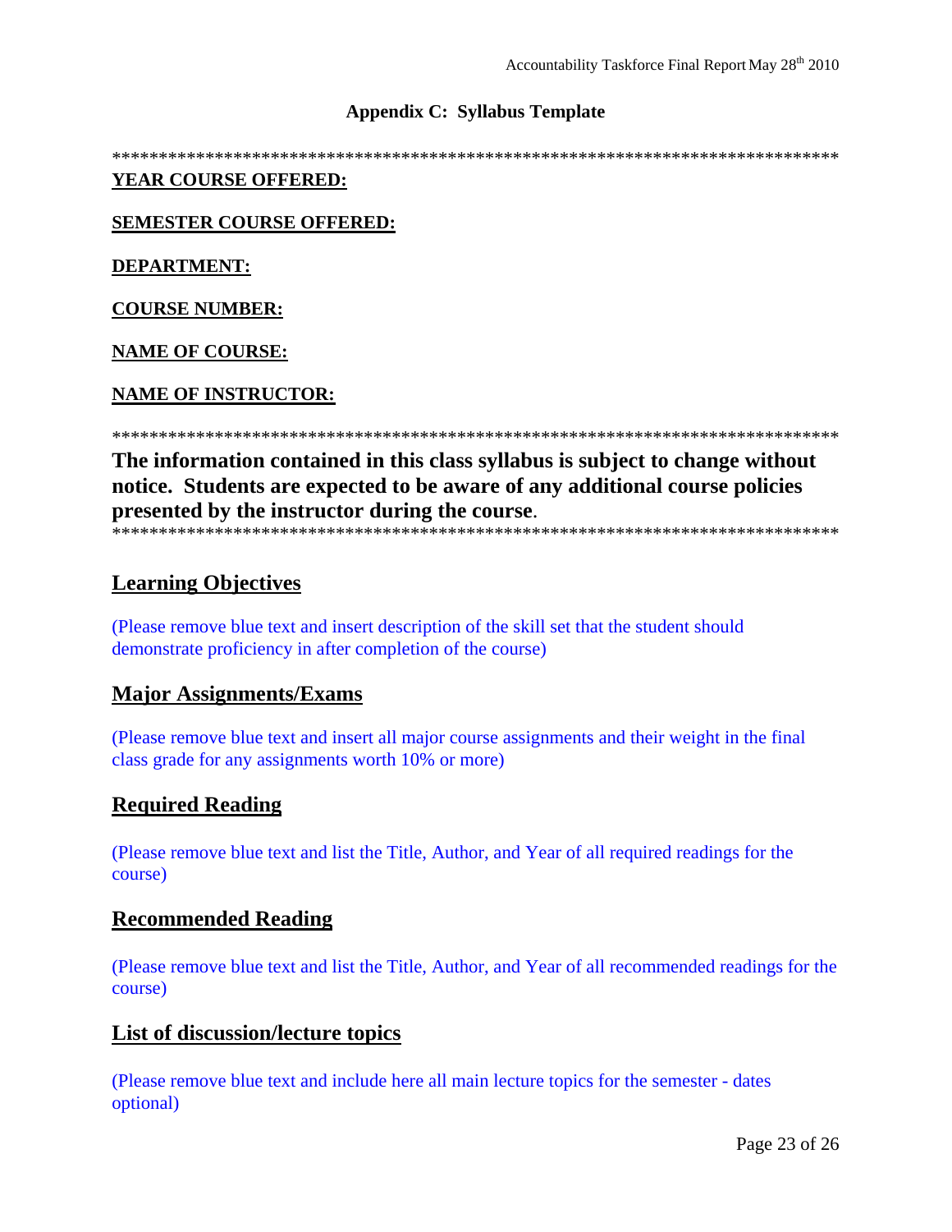## Appendix C: Syllabus Template

********************************************************************************

**YEAR COURSE OFFERED:**

**SEMESTER COURSE OFFERED:**

**DEPARTMENT:**

**COURSE NUMBER:**

**NAME OF COURSE:**

**NAME OF INSTRUCTOR:**

********************************************************************************

**The information contained in this class syllabus is subject to change without notice. Students are expected to be aware of any additional course policies presented by the instructor during the course**.

********************************************************************************

### Learning Objectives

(Please remove blue text and insert description of the skill set that the student should demonstrate proficiency in after completion of the course)

### Major Assignments/Exams

(Please remove blue text and insert all major course assignments and their weight in the final class grade for any assignments worth 10% or more)

### Required Reading

(Please remove blue text and list the Title, Author, and Year of all required readings for the course)

### Recommended Reading

(Please remove blue text and list the Title, Author, and Year of all recommended readings for the course)

### List of discussion/lecture topics

(Please remove blue text and include here all main lecture topics for the semester - dates optional)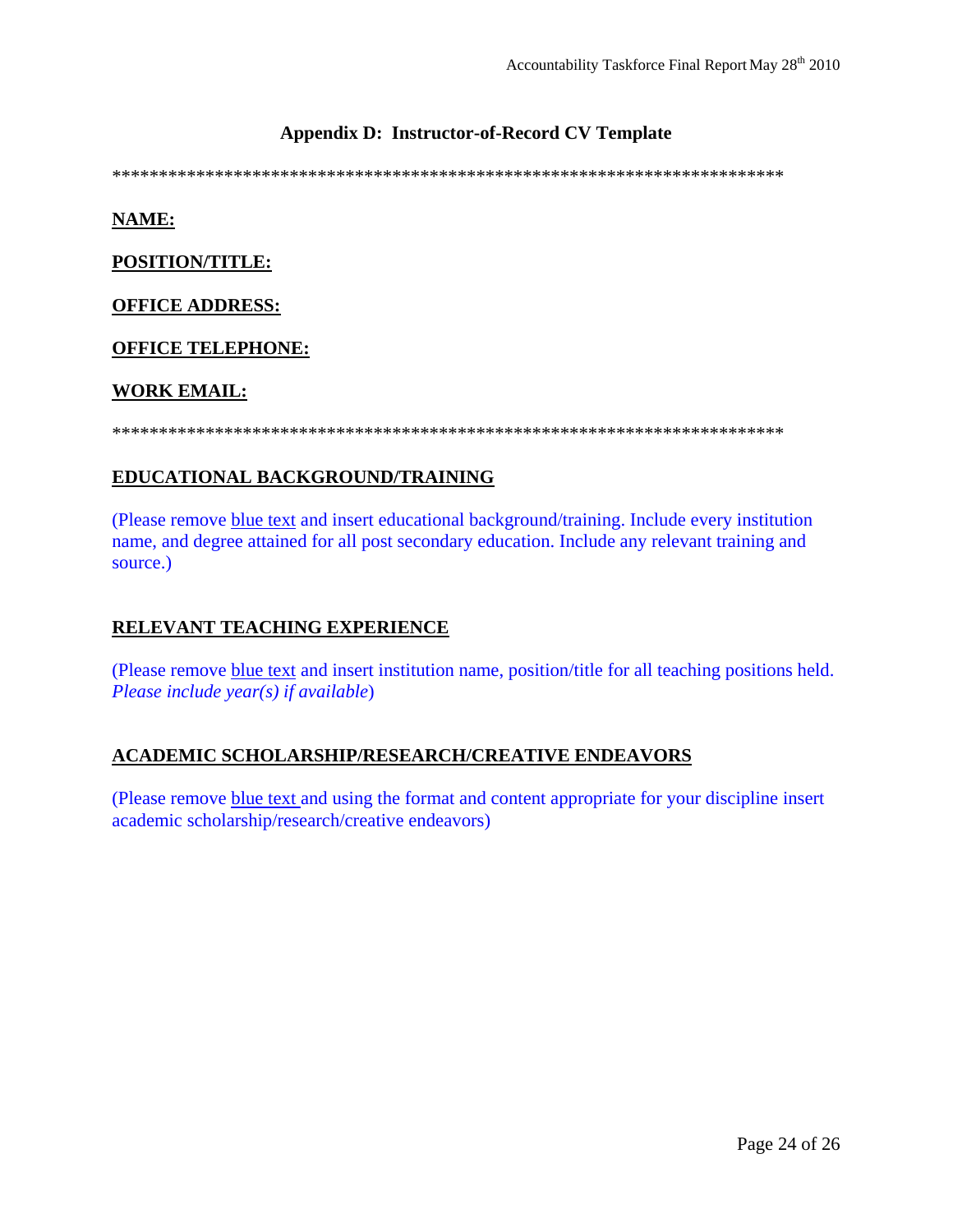## Appendix D: Instructor-of-Record CV Template

**************************************************************************

**NAME:**

**POSITION/TITLE:**

**OFFICE ADDRESS:**

**OFFICE TELEPHONE:**

**WORK EMAIL:**

**************************************************************************

**EDUCATIONAL BACKGROUND/TRAINING**

(Please remove blue text and insert educational background/training. Include every institution name, and degree attained for all post secondary education. Include any relevant training and source.)

**RELEVANT TEACHING EXPERIENCE**

(Please remove blue text and insert institution name, position/title for all teaching positions held. *Please include year(s) if available*)

**ACADEMIC SCHOLARSHIP/RESEARCH/CREATIVE ENDEAVORS**

(Please remove blue text and using the format and content appropriate for your discipline insert academic scholarship/research/creative endeavors)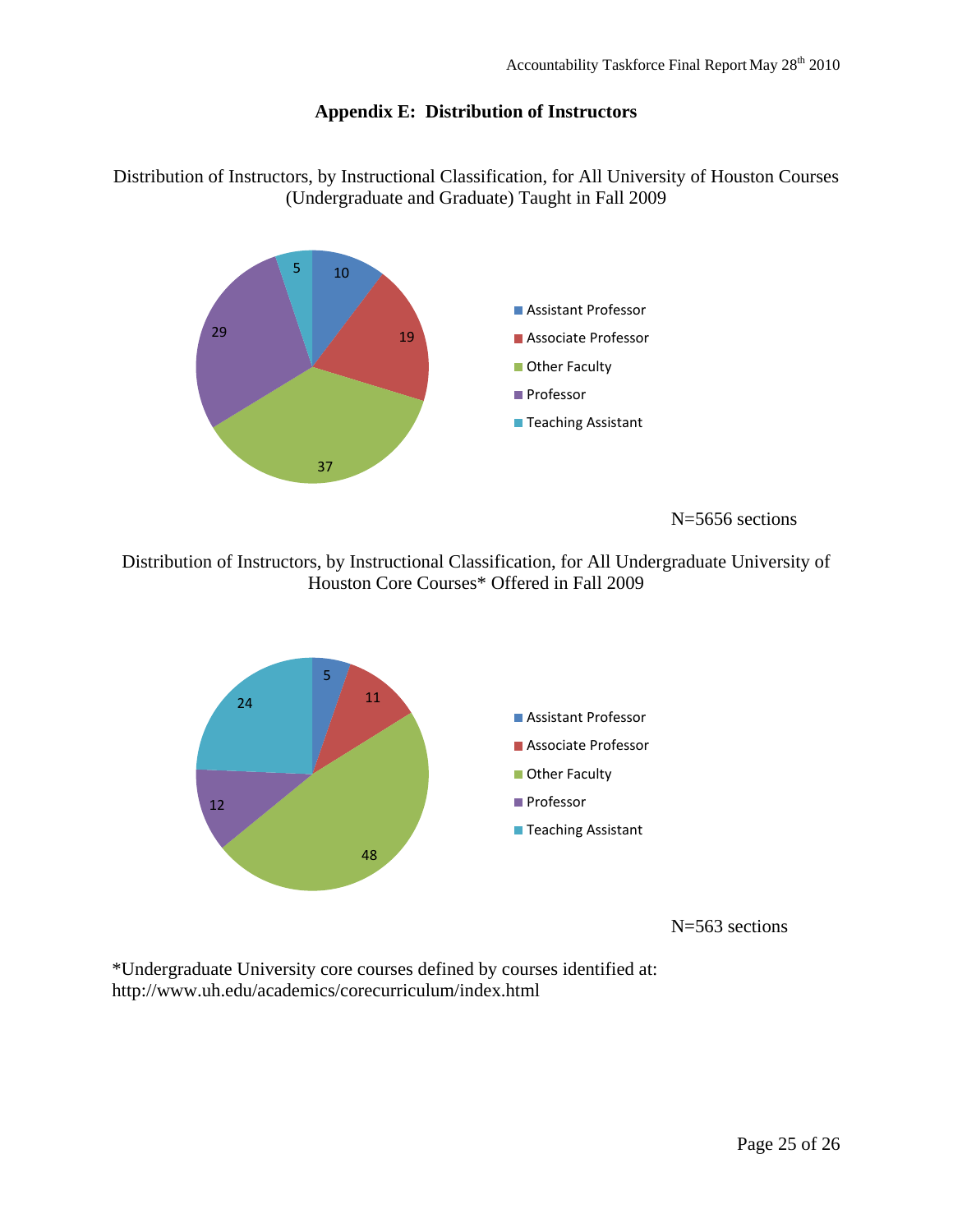## Appendix E: Distribution of Instructors

Distribution of Instructors, by Instructional Classification, for All University of Houston Courses (Undergraduate and Graduate) Taught in Fall 2009

| Instructional Classification | Percent |
|---|---|
| Assistant Professor | 10 |
| Associate Professor | 19 |
| Other Faculty | 37 |
| Professor | 29 |
| Teaching Assistant | 5 |

N=5656 sections

Distribution of Instructors, by Instructional Classification, for All Undergraduate University of Houston Core Courses* Offered in Fall 2009

| Instructional Classification | Percent |
|---|---|
| Assistant Professor | 5 |
| Associate Professor | 11 |
| Other Faculty | 48 |
| Professor | 12 |
| Teaching Assistant | 24 |

N=563 sections

*Undergraduate University core courses defined by courses identified at: http://www.uh.edu/academics/corecurriculum/index.html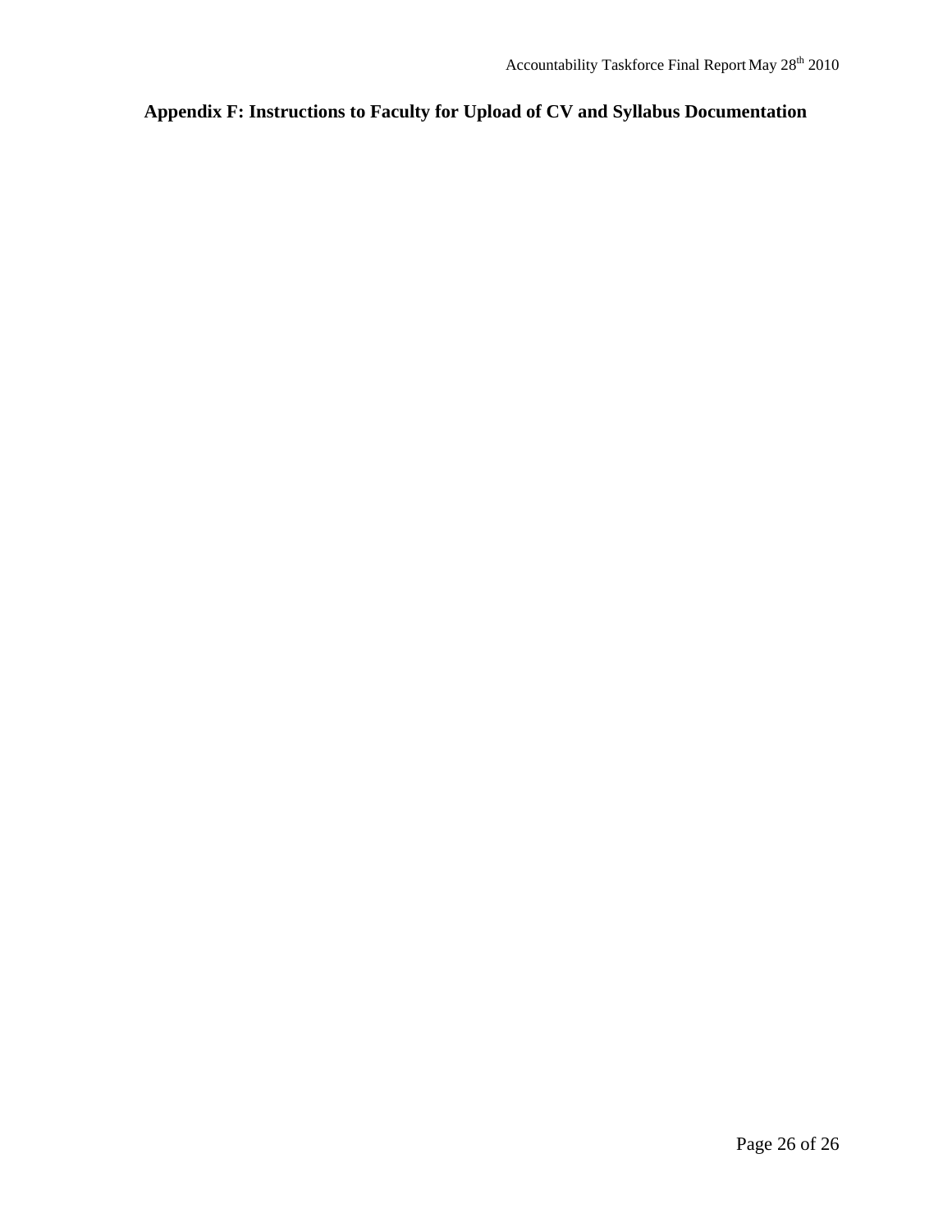## Appendix F: Instructions to Faculty for Upload of CV and Syllabus Documentation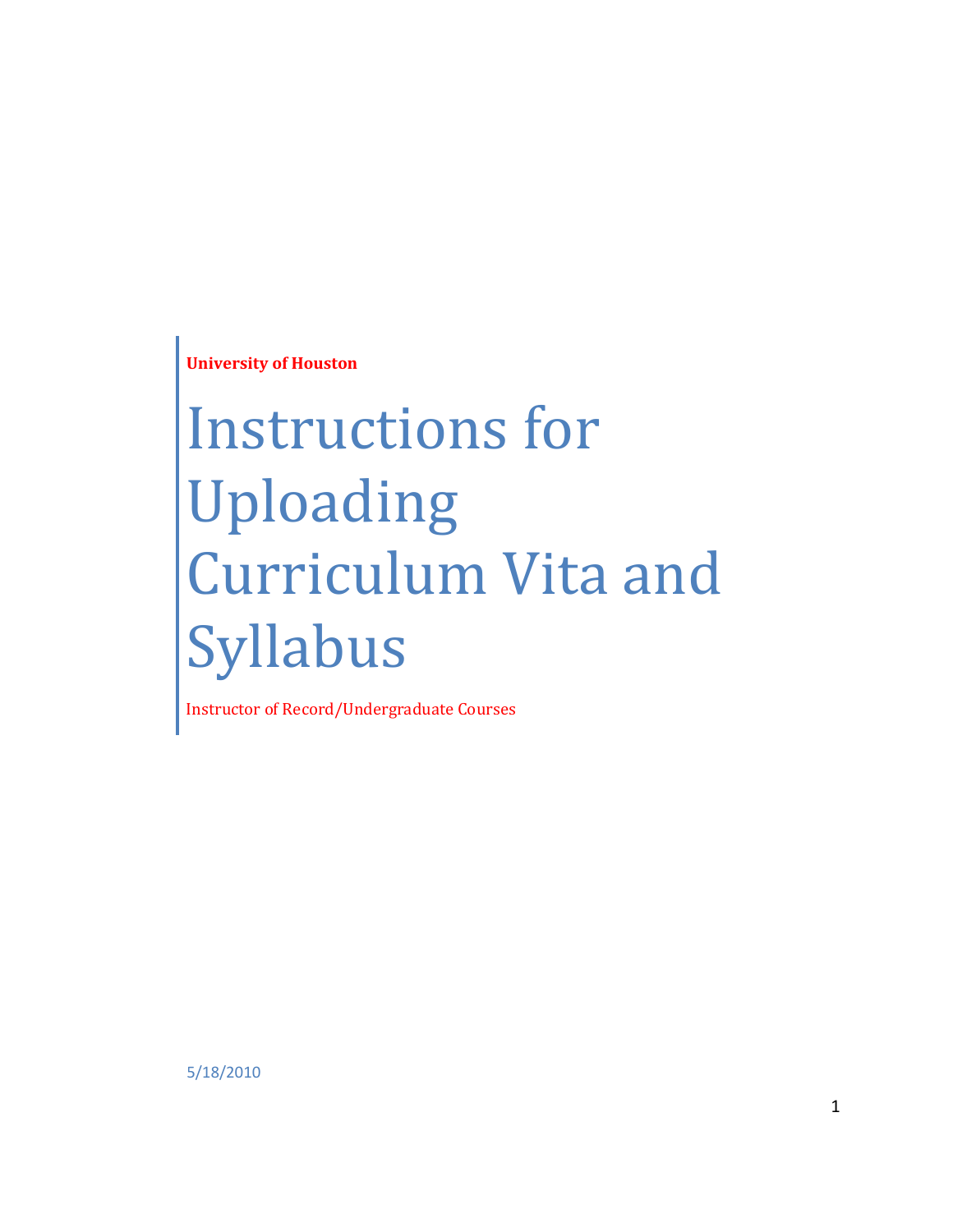**University of Houston**

# Instructions for Uploading Curriculum Vita and Syllabus

Instructor of Record/Undergraduate Courses

5/18/2010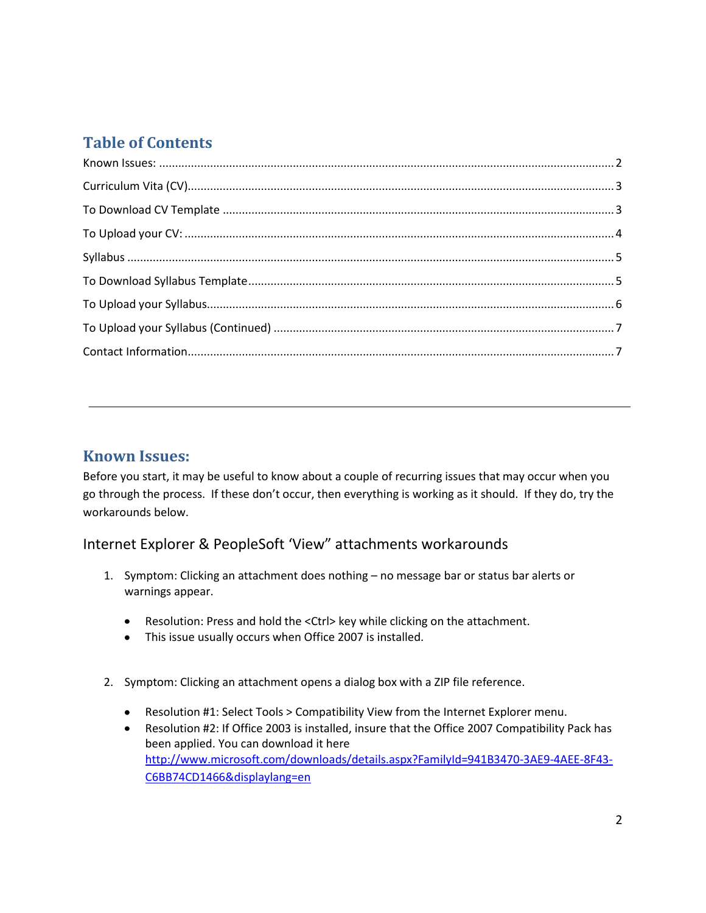## Table of Contents

Known Issues: ........................................................ 2

Curriculum Vita (CV)........................................................ 3

To Download CV Template ........................................................ 3

To Upload your CV: ........................................................ 4

Syllabus ........................................................ 5

To Download Syllabus Template........................................................ 5

To Upload your Syllabus........................................................ 6

To Upload your Syllabus (Continued) ........................................................ 7

Contact Information........................................................ 7

---

## Known Issues:

Before you start, it may be useful to know about a couple of recurring issues that may occur when you go through the process. If these don't occur, then everything is working as it should. If they do, try the workarounds below.

### Internet Explorer & PeopleSoft 'View" attachments workarounds

1. Symptom: Clicking an attachment does nothing – no message bar or status bar alerts or warnings appear.
   - Resolution: Press and hold the <Ctrl> key while clicking on the attachment.
   - This issue usually occurs when Office 2007 is installed.

2. Symptom: Clicking an attachment opens a dialog box with a ZIP file reference.
   - Resolution #1: Select Tools > Compatibility View from the Internet Explorer menu.
   - Resolution #2: If Office 2003 is installed, insure that the Office 2007 Compatibility Pack has been applied. You can download it here [http://www.microsoft.com/downloads/details.aspx?FamilyId=941B3470-3AE9-4AEE-8F43-C6BB74CD1466&displaylang=en](http://www.microsoft.com/downloads/details.aspx?FamilyId=941B3470-3AE9-4AEE-8F43-C6BB74CD1466&displaylang=en)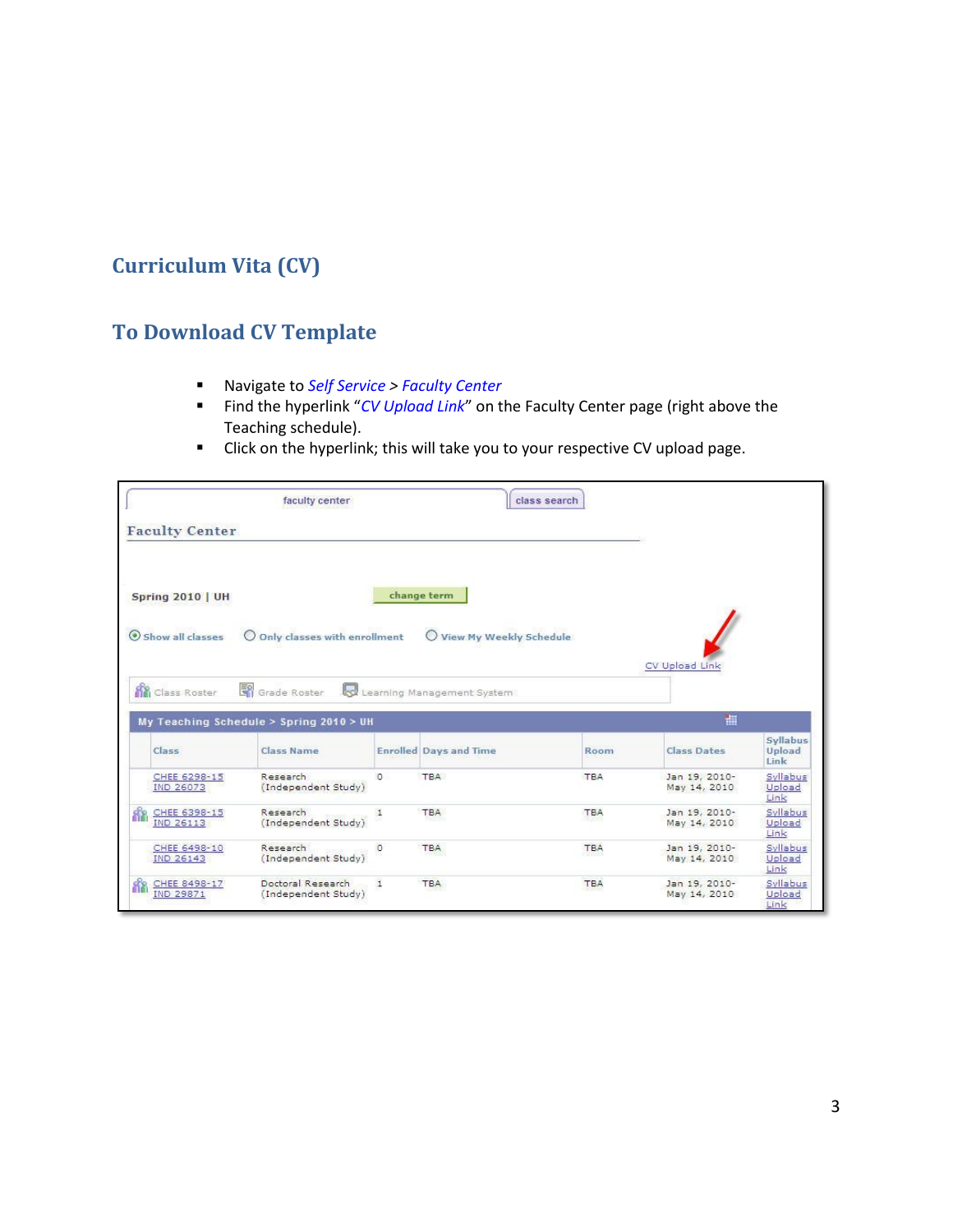## Curriculum Vita (CV)

## To Download CV Template

- Navigate to *Self Service* > *Faculty Center*
- Find the hyperlink "*CV Upload Link*" on the Faculty Center page (right above the Teaching schedule).
- Click on the hyperlink; this will take you to your respective CV upload page.

faculty center | class search

**Faculty Center**

Spring 2010 | UH    change term

Show all classes    Only classes with enrollment    View My Weekly Schedule

CV Upload Link

Class Roster    Grade Roster    Learning Management System

My Teaching Schedule > Spring 2010 > UH

| Class | Class Name | Enrolled | Days and Time | Room | Class Dates | Syllabus Upload Link |
|---|---|---|---|---|---|---|
| CHEE 6298-15 IND 26073 | Research (Independent Study) | 0 | TBA | TBA | Jan 19, 2010- May 14, 2010 | Syllabus Upload Link |
| CHEE 6398-15 IND 26113 | Research (Independent Study) | 1 | TBA | TBA | Jan 19, 2010- May 14, 2010 | Syllabus Upload Link |
| CHEE 6498-10 IND 26143 | Research (Independent Study) | 0 | TBA | TBA | Jan 19, 2010- May 14, 2010 | Syllabus Upload Link |
| CHEE 8498-17 IND 29871 | Doctoral Research (Independent Study) | 1 | TBA | TBA | Jan 19, 2010- May 14, 2010 | Syllabus Upload Link |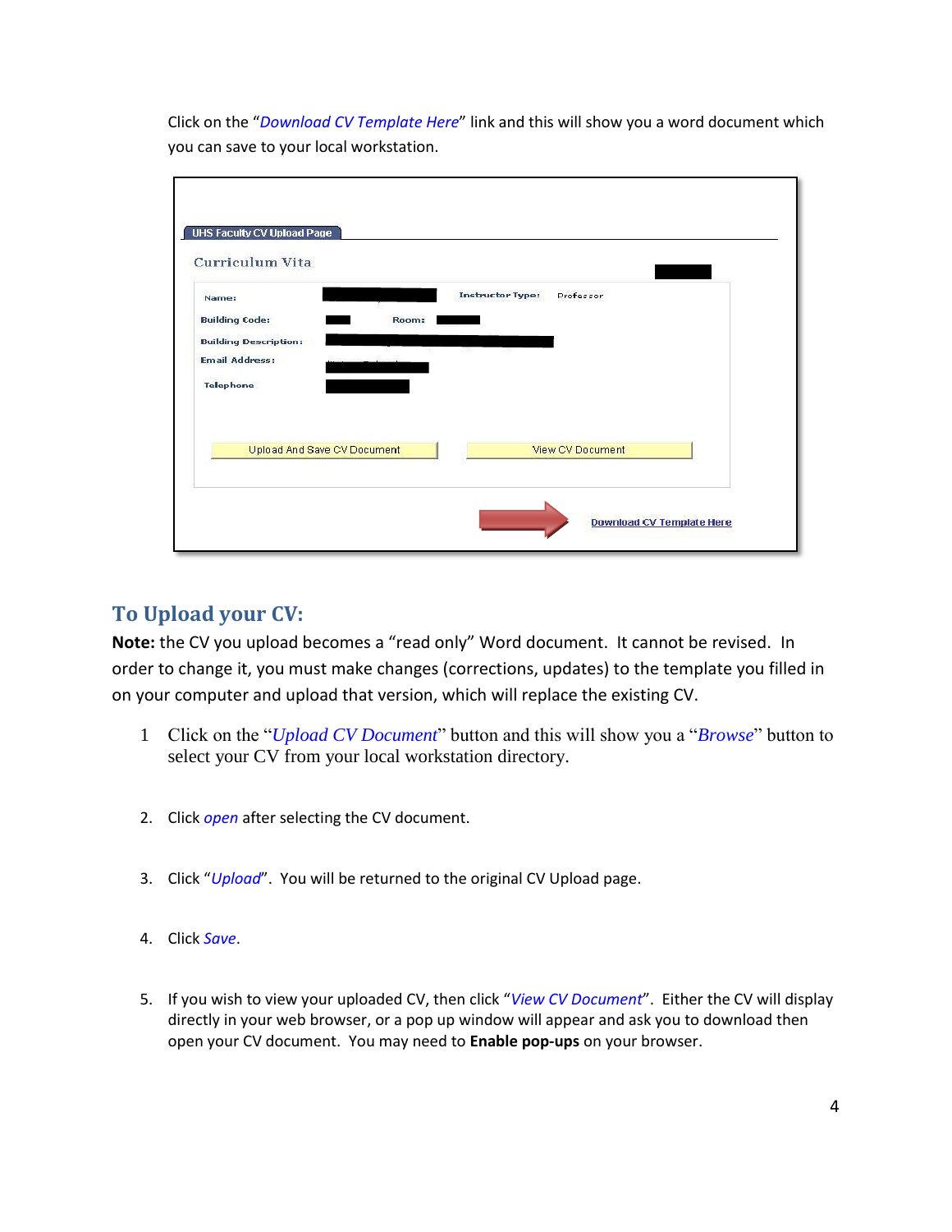Click on the "*Download CV Template Here*" link and this will show you a word document which you can save to your local workstation.

## To Upload your CV:

**Note:** the CV you upload becomes a "read only" Word document. It cannot be revised. In order to change it, you must make changes (corrections, updates) to the template you filled in on your computer and upload that version, which will replace the existing CV.

1. Click on the "*Upload CV Document*" button and this will show you a "*Browse*" button to select your CV from your local workstation directory.

2. Click *open* after selecting the CV document.

3. Click "*Upload*". You will be returned to the original CV Upload page.

4. Click *Save*.

5. If you wish to view your uploaded CV, then click "*View CV Document*". Either the CV will display directly in your web browser, or a pop up window will appear and ask you to download then open your CV document. You may need to **Enable pop-ups** on your browser.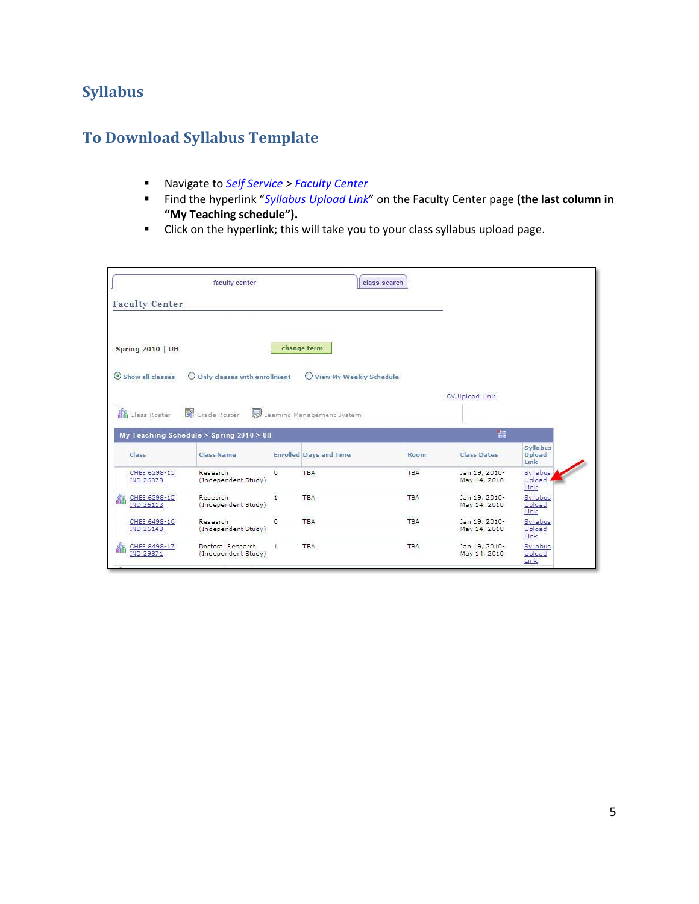# Syllabus

## To Download Syllabus Template

- Navigate to *Self Service* > *Faculty Center*
- Find the hyperlink "*Syllabus Upload Link*" on the Faculty Center page **(the last column in "My Teaching schedule").**
- Click on the hyperlink; this will take you to your class syllabus upload page.

faculty center | class search

Faculty Center

Spring 2010 | UH    change term

Show all classes    Only classes with enrollment    View My Weekly Schedule

CV Upload Link

Class Roster    Grade Roster    Learning Management System

My Teaching Schedule > Spring 2010 > UH

| Class | Class Name | Enrolled | Days and Time | Room | Class Dates | Syllabus Upload Link |
|---|---|---|---|---|---|---|
| CHEE 6298-15 IND 26073 | Research (Independent Study) | 0 | TBA | TBA | Jan 19, 2010- May 14, 2010 | Syllabus Upload Link |
| CHEE 6398-15 IND 26113 | Research (Independent Study) | 1 | TBA | TBA | Jan 19, 2010- May 14, 2010 | Syllabus Upload Link |
| CHEE 6498-10 IND 26143 | Research (Independent Study) | 0 | TBA | TBA | Jan 19, 2010- May 14, 2010 | Syllabus Upload Link |
| CHEE 8498-17 IND 29871 | Doctoral Research (Independent Study) | 1 | TBA | TBA | Jan 19, 2010- May 14, 2010 | Syllabus Upload Link |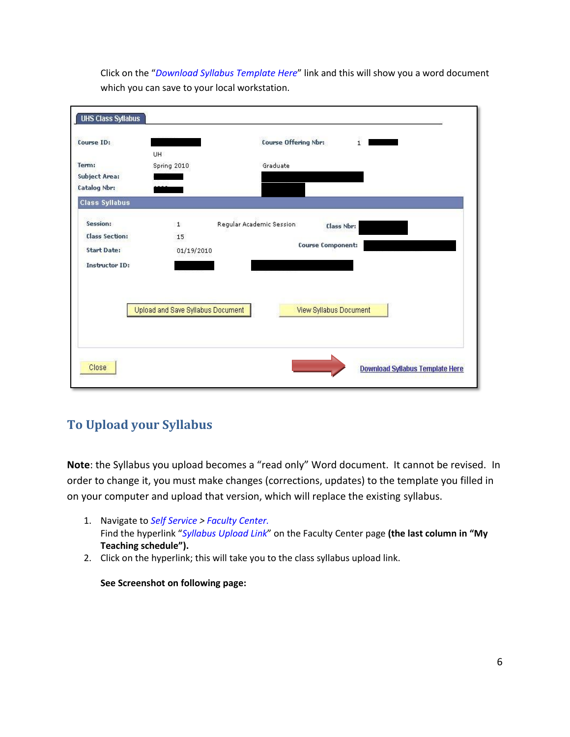Click on the "*Download Syllabus Template Here*" link and this will show you a word document which you can save to your local workstation.

| UHS Class Syllabus | | | |
|---|---|---|---|
| Course ID: | | Course Offering Nbr: | 1 |
| | UH | | |
| Term: | Spring 2010 | Graduate | |
| Subject Area: | | | |
| Catalog Nbr: | | | |

**Class Syllabus**

| | | | | |
|---|---|---|---|---|
| Session: | 1 | Regular Academic Session | Class Nbr: | |
| Class Section: | 15 | | Course Component: | |
| Start Date: | 01/19/2010 | | | |
| Instructor ID: | | | | |

Upload and Save Syllabus Document | View Syllabus Document

Close | Download Syllabus Template Here

## To Upload your Syllabus

**Note**: the Syllabus you upload becomes a "read only" Word document. It cannot be revised. In order to change it, you must make changes (corrections, updates) to the template you filled in on your computer and upload that version, which will replace the existing syllabus.

1. Navigate to *Self Service* > *Faculty Center.*
   Find the hyperlink "*Syllabus Upload Link*" on the Faculty Center page **(the last column in "My Teaching schedule").**
2. Click on the hyperlink; this will take you to the class syllabus upload link.

   **See Screenshot on following page:**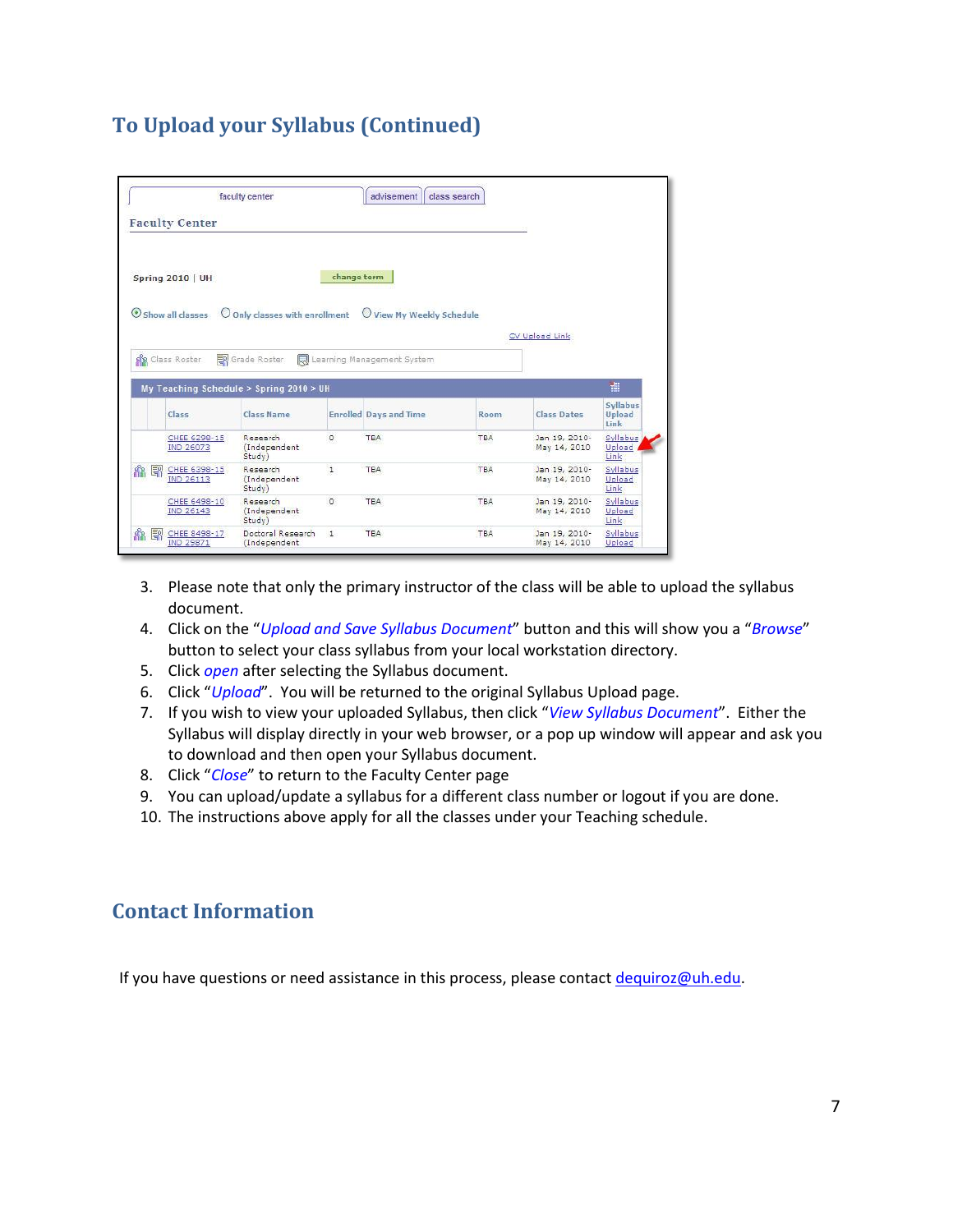## To Upload your Syllabus (Continued)

3. Please note that only the primary instructor of the class will be able to upload the syllabus document.
4. Click on the "*Upload and Save Syllabus Document*" button and this will show you a "*Browse*" button to select your class syllabus from your local workstation directory.
5. Click *open* after selecting the Syllabus document.
6. Click "*Upload*". You will be returned to the original Syllabus Upload page.
7. If you wish to view your uploaded Syllabus, then click "*View Syllabus Document*". Either the Syllabus will display directly in your web browser, or a pop up window will appear and ask you to download and then open your Syllabus document.
8. Click "*Close*" to return to the Faculty Center page
9. You can upload/update a syllabus for a different class number or logout if you are done.
10. The instructions above apply for all the classes under your Teaching schedule.

## Contact Information

If you have questions or need assistance in this process, please contact dequiroz@uh.edu.